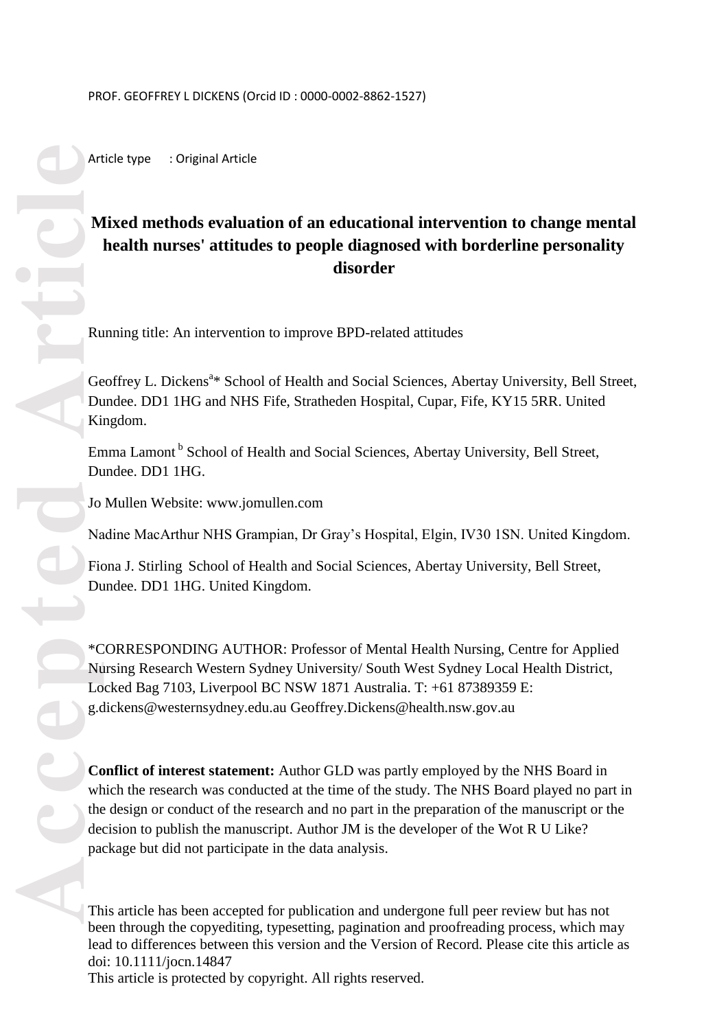PROF. GEOFFREY L DICKENS (Orcid ID : 0000-0002-8862-1527)

Article type : Original Article

# Mixed methods evaluation of an educational intervention to change mental health nurses' attitudes to people diagnosed with borderline personality disorder

Running title: An intervention to improve BPD-related attitudes

Geoffrey L. Dickens[a]* School of Health and Social Sciences, Abertay University, Bell Street, Dundee. DD1 1HG and NHS Fife, Stratheden Hospital, Cupar, Fife, KY15 5RR. United Kingdom.

Emma Lamont [b] School of Health and Social Sciences, Abertay University, Bell Street, Dundee. DD1 1HG.

Jo Mullen Website: www.jomullen.com

Nadine MacArthur NHS Grampian, Dr Gray's Hospital, Elgin, IV30 1SN. United Kingdom.

Fiona J. Stirling School of Health and Social Sciences, Abertay University, Bell Street, Dundee. DD1 1HG. United Kingdom.

*CORRESPONDING AUTHOR: Professor of Mental Health Nursing, Centre for Applied Nursing Research Western Sydney University/ South West Sydney Local Health District, Locked Bag 7103, Liverpool BC NSW 1871 Australia. T: +61 87389359 E: g.dickens@westernsydney.edu.au Geoffrey.Dickens@health.nsw.gov.au

**Conflict of interest statement:** Author GLD was partly employed by the NHS Board in which the research was conducted at the time of the study. The NHS Board played no part in the design or conduct of the research and no part in the preparation of the manuscript or the decision to publish the manuscript. Author JM is the developer of the Wot R U Like? package but did not participate in the data analysis.

This article has been accepted for publication and undergone full peer review but has not been through the copyediting, typesetting, pagination and proofreading process, which may lead to differences between this version and the Version of Record. Please cite this article as doi: 10.1111/jocn.14847

This article is protected by copyright. All rights reserved.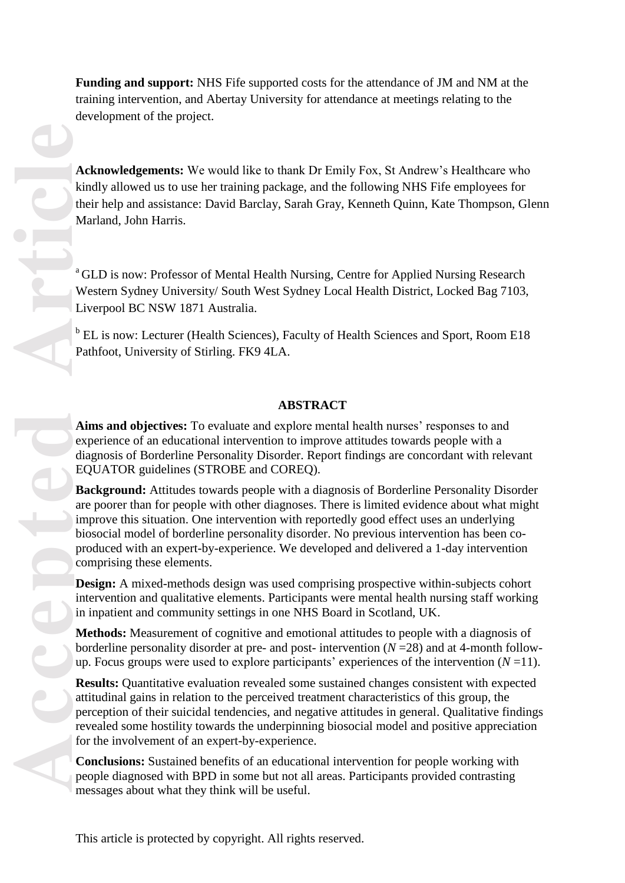**Funding and support:** NHS Fife supported costs for the attendance of JM and NM at the training intervention, and Abertay University for attendance at meetings relating to the development of the project.

**Acknowledgements:** We would like to thank Dr Emily Fox, St Andrew's Healthcare who kindly allowed us to use her training package, and the following NHS Fife employees for their help and assistance: David Barclay, Sarah Gray, Kenneth Quinn, Kate Thompson, Glenn Marland, John Harris.

[a] GLD is now: Professor of Mental Health Nursing, Centre for Applied Nursing Research Western Sydney University/ South West Sydney Local Health District, Locked Bag 7103, Liverpool BC NSW 1871 Australia.

[b] EL is now: Lecturer (Health Sciences), Faculty of Health Sciences and Sport, Room E18 Pathfoot, University of Stirling. FK9 4LA.

## ABSTRACT

**Aims and objectives:** To evaluate and explore mental health nurses' responses to and experience of an educational intervention to improve attitudes towards people with a diagnosis of Borderline Personality Disorder. Report findings are concordant with relevant EQUATOR guidelines (STROBE and COREQ).

**Background:** Attitudes towards people with a diagnosis of Borderline Personality Disorder are poorer than for people with other diagnoses. There is limited evidence about what might improve this situation. One intervention with reportedly good effect uses an underlying biosocial model of borderline personality disorder. No previous intervention has been co-produced with an expert-by-experience. We developed and delivered a 1-day intervention comprising these elements.

**Design:** A mixed-methods design was used comprising prospective within-subjects cohort intervention and qualitative elements. Participants were mental health nursing staff working in inpatient and community settings in one NHS Board in Scotland, UK.

**Methods:** Measurement of cognitive and emotional attitudes to people with a diagnosis of borderline personality disorder at pre- and post- intervention ($N=28$) and at 4-month follow-up. Focus groups were used to explore participants' experiences of the intervention ($N=11$).

**Results:** Quantitative evaluation revealed some sustained changes consistent with expected attitudinal gains in relation to the perceived treatment characteristics of this group, the perception of their suicidal tendencies, and negative attitudes in general. Qualitative findings revealed some hostility towards the underpinning biosocial model and positive appreciation for the involvement of an expert-by-experience.

**Conclusions:** Sustained benefits of an educational intervention for people working with people diagnosed with BPD in some but not all areas. Participants provided contrasting messages about what they think will be useful.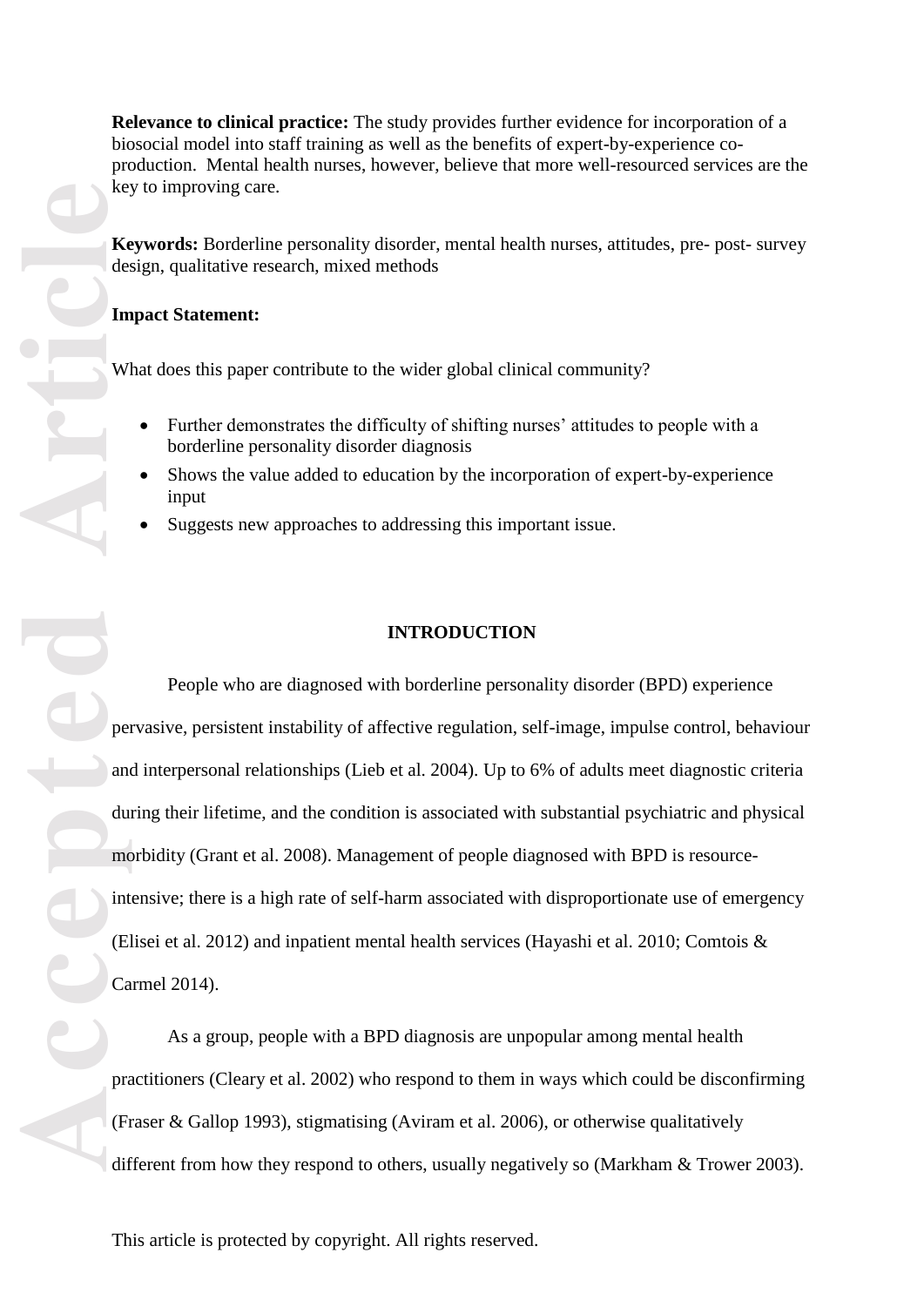**Relevance to clinical practice:** The study provides further evidence for incorporation of a biosocial model into staff training as well as the benefits of expert-by-experience co-production. Mental health nurses, however, believe that more well-resourced services are the key to improving care.

**Keywords:** Borderline personality disorder, mental health nurses, attitudes, pre- post- survey design, qualitative research, mixed methods

**Impact Statement:**

What does this paper contribute to the wider global clinical community?

- Further demonstrates the difficulty of shifting nurses' attitudes to people with a borderline personality disorder diagnosis
- Shows the value added to education by the incorporation of expert-by-experience input
- Suggests new approaches to addressing this important issue.

## INTRODUCTION

People who are diagnosed with borderline personality disorder (BPD) experience pervasive, persistent instability of affective regulation, self-image, impulse control, behaviour and interpersonal relationships (Lieb et al. 2004). Up to 6% of adults meet diagnostic criteria during their lifetime, and the condition is associated with substantial psychiatric and physical morbidity (Grant et al. 2008). Management of people diagnosed with BPD is resource-intensive; there is a high rate of self-harm associated with disproportionate use of emergency (Elisei et al. 2012) and inpatient mental health services (Hayashi et al. 2010; Comtois & Carmel 2014).

As a group, people with a BPD diagnosis are unpopular among mental health practitioners (Cleary et al. 2002) who respond to them in ways which could be disconfirming (Fraser & Gallop 1993), stigmatising (Aviram et al. 2006), or otherwise qualitatively different from how they respond to others, usually negatively so (Markham & Trower 2003).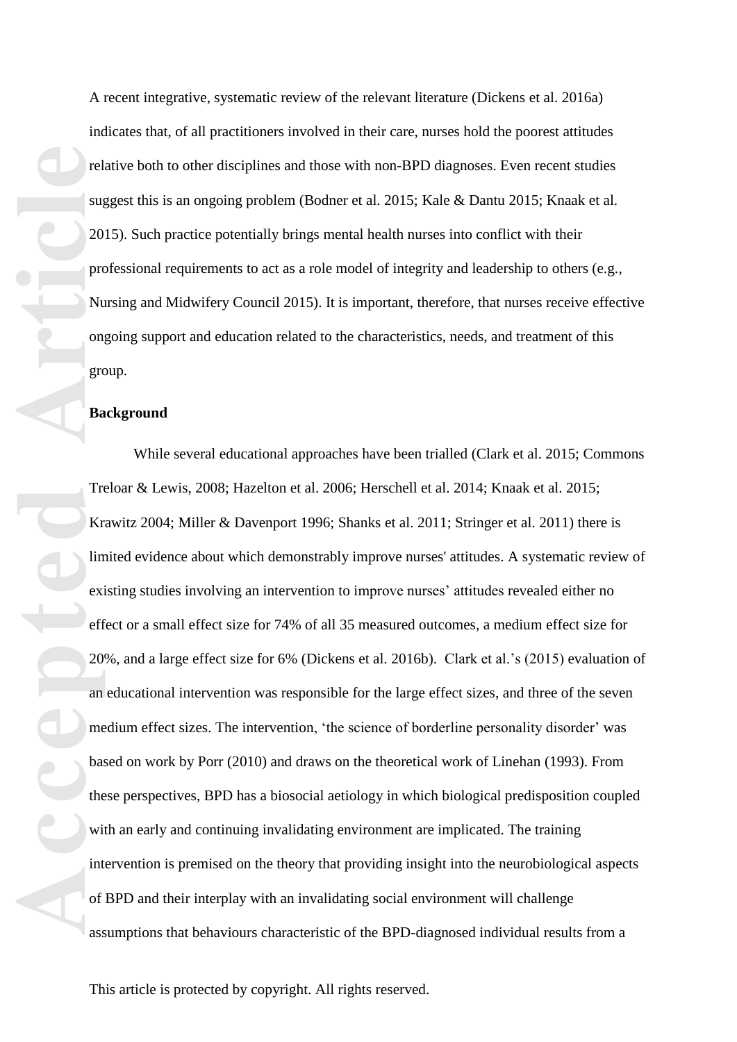A recent integrative, systematic review of the relevant literature (Dickens et al. 2016a) indicates that, of all practitioners involved in their care, nurses hold the poorest attitudes relative both to other disciplines and those with non-BPD diagnoses. Even recent studies suggest this is an ongoing problem (Bodner et al. 2015; Kale & Dantu 2015; Knaak et al. 2015). Such practice potentially brings mental health nurses into conflict with their professional requirements to act as a role model of integrity and leadership to others (e.g., Nursing and Midwifery Council 2015). It is important, therefore, that nurses receive effective ongoing support and education related to the characteristics, needs, and treatment of this group.

**Background**

While several educational approaches have been trialled (Clark et al. 2015; Commons Treloar & Lewis, 2008; Hazelton et al. 2006; Herschell et al. 2014; Knaak et al. 2015; Krawitz 2004; Miller & Davenport 1996; Shanks et al. 2011; Stringer et al. 2011) there is limited evidence about which demonstrably improve nurses' attitudes. A systematic review of existing studies involving an intervention to improve nurses' attitudes revealed either no effect or a small effect size for 74% of all 35 measured outcomes, a medium effect size for 20%, and a large effect size for 6% (Dickens et al. 2016b). Clark et al.'s (2015) evaluation of an educational intervention was responsible for the large effect sizes, and three of the seven medium effect sizes. The intervention, 'the science of borderline personality disorder' was based on work by Porr (2010) and draws on the theoretical work of Linehan (1993). From these perspectives, BPD has a biosocial aetiology in which biological predisposition coupled with an early and continuing invalidating environment are implicated. The training intervention is premised on the theory that providing insight into the neurobiological aspects of BPD and their interplay with an invalidating social environment will challenge assumptions that behaviours characteristic of the BPD-diagnosed individual results from a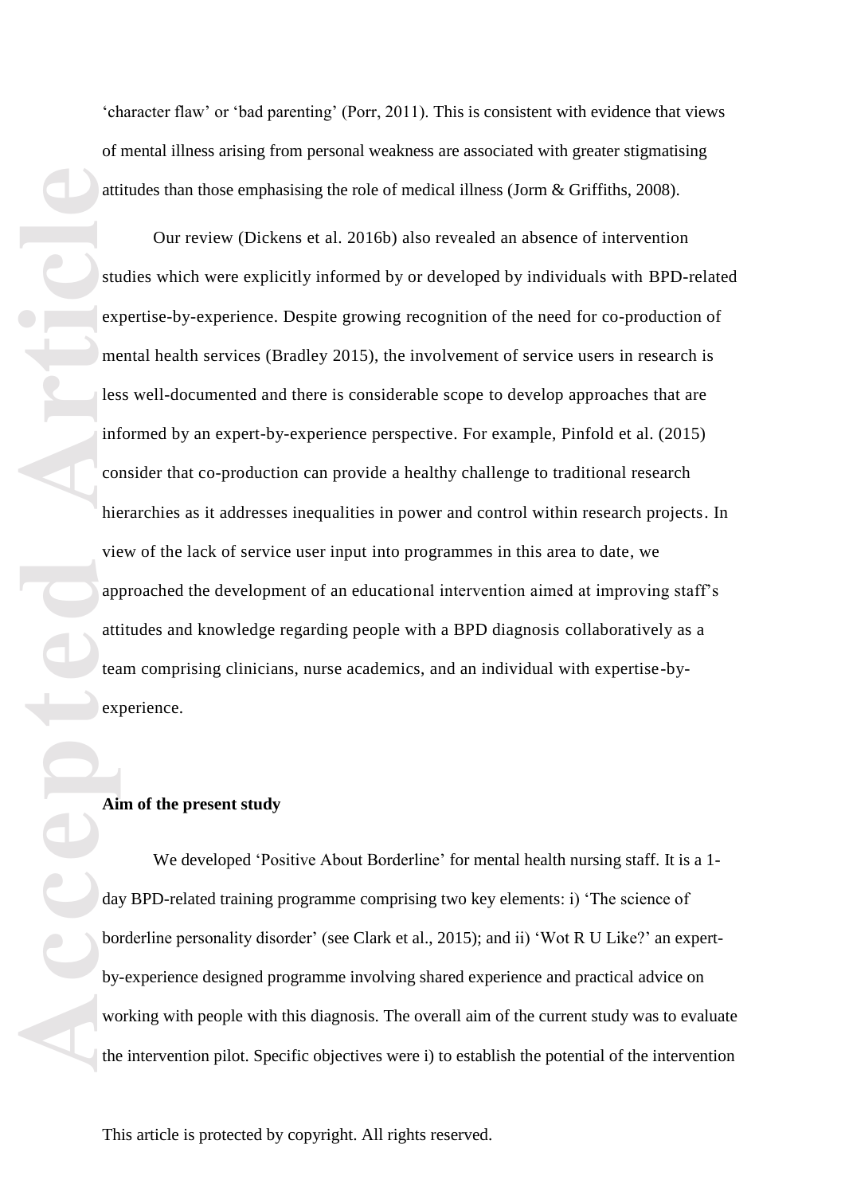'character flaw' or 'bad parenting' (Porr, 2011). This is consistent with evidence that views of mental illness arising from personal weakness are associated with greater stigmatising attitudes than those emphasising the role of medical illness (Jorm & Griffiths, 2008).

Our review (Dickens et al. 2016b) also revealed an absence of intervention studies which were explicitly informed by or developed by individuals with BPD-related expertise-by-experience. Despite growing recognition of the need for co-production of mental health services (Bradley 2015), the involvement of service users in research is less well-documented and there is considerable scope to develop approaches that are informed by an expert-by-experience perspective. For example, Pinfold et al. (2015) consider that co-production can provide a healthy challenge to traditional research hierarchies as it addresses inequalities in power and control within research projects. In view of the lack of service user input into programmes in this area to date, we approached the development of an educational intervention aimed at improving staff's attitudes and knowledge regarding people with a BPD diagnosis collaboratively as a team comprising clinicians, nurse academics, and an individual with expertise-by-experience.

### Aim of the present study

We developed 'Positive About Borderline' for mental health nursing staff. It is a 1-day BPD-related training programme comprising two key elements: i) 'The science of borderline personality disorder' (see Clark et al., 2015); and ii) 'Wot R U Like?' an expert-by-experience designed programme involving shared experience and practical advice on working with people with this diagnosis. The overall aim of the current study was to evaluate the intervention pilot. Specific objectives were i) to establish the potential of the intervention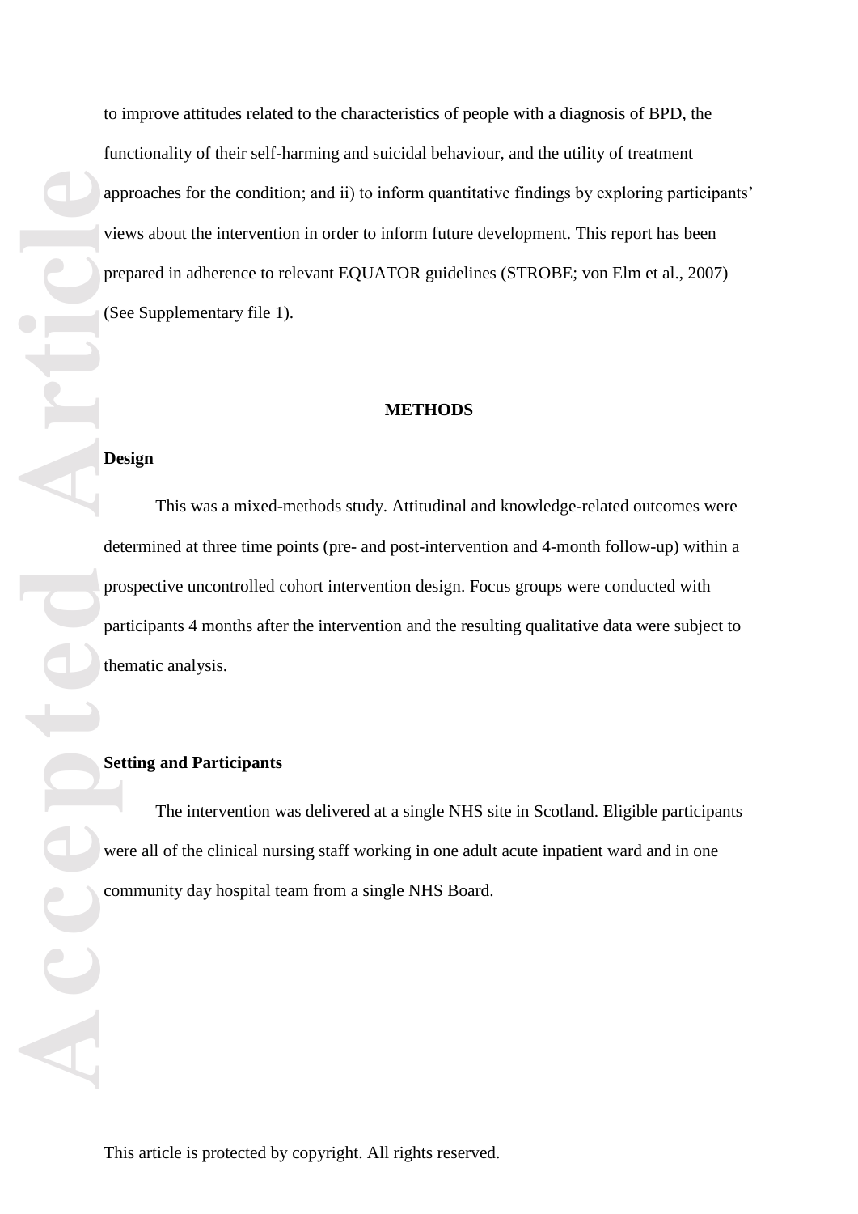to improve attitudes related to the characteristics of people with a diagnosis of BPD, the functionality of their self-harming and suicidal behaviour, and the utility of treatment approaches for the condition; and ii) to inform quantitative findings by exploring participants' views about the intervention in order to inform future development. This report has been prepared in adherence to relevant EQUATOR guidelines (STROBE; von Elm et al., 2007) (See Supplementary file 1).

## METHODS

### Design

This was a mixed-methods study. Attitudinal and knowledge-related outcomes were determined at three time points (pre- and post-intervention and 4-month follow-up) within a prospective uncontrolled cohort intervention design. Focus groups were conducted with participants 4 months after the intervention and the resulting qualitative data were subject to thematic analysis.

### Setting and Participants

The intervention was delivered at a single NHS site in Scotland. Eligible participants were all of the clinical nursing staff working in one adult acute inpatient ward and in one community day hospital team from a single NHS Board.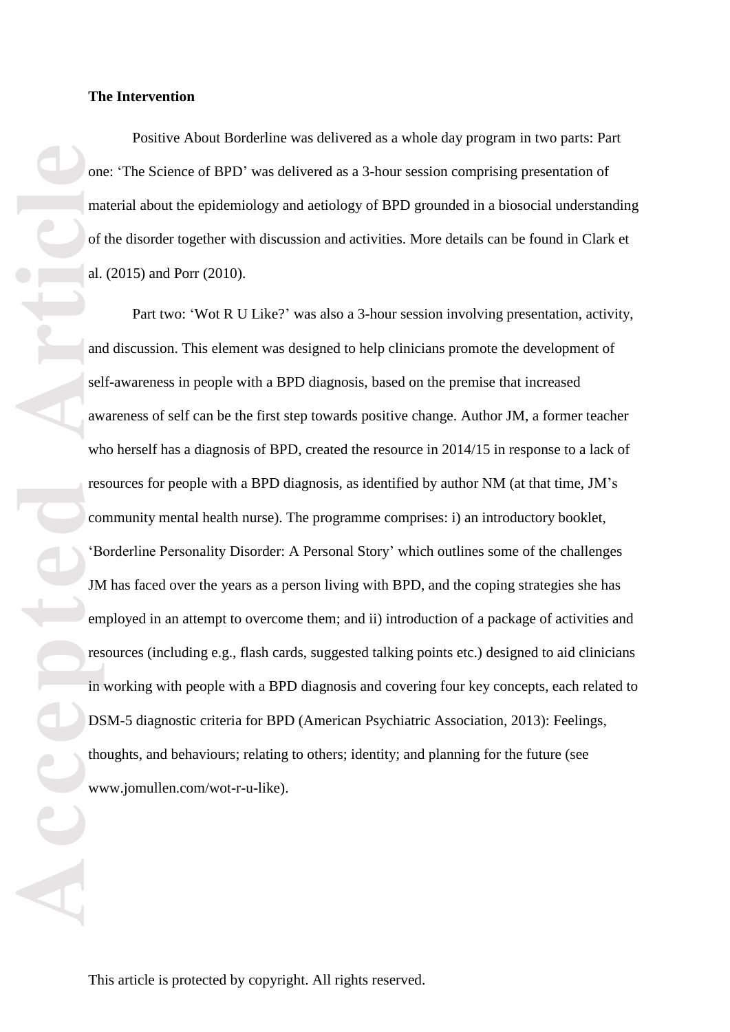**The Intervention**

Positive About Borderline was delivered as a whole day program in two parts: Part one: 'The Science of BPD' was delivered as a 3-hour session comprising presentation of material about the epidemiology and aetiology of BPD grounded in a biosocial understanding of the disorder together with discussion and activities. More details can be found in Clark et al. (2015) and Porr (2010).

Part two: 'Wot R U Like?' was also a 3-hour session involving presentation, activity, and discussion. This element was designed to help clinicians promote the development of self-awareness in people with a BPD diagnosis, based on the premise that increased awareness of self can be the first step towards positive change. Author JM, a former teacher who herself has a diagnosis of BPD, created the resource in 2014/15 in response to a lack of resources for people with a BPD diagnosis, as identified by author NM (at that time, JM's community mental health nurse). The programme comprises: i) an introductory booklet, 'Borderline Personality Disorder: A Personal Story' which outlines some of the challenges JM has faced over the years as a person living with BPD, and the coping strategies she has employed in an attempt to overcome them; and ii) introduction of a package of activities and resources (including e.g., flash cards, suggested talking points etc.) designed to aid clinicians in working with people with a BPD diagnosis and covering four key concepts, each related to DSM-5 diagnostic criteria for BPD (American Psychiatric Association, 2013): Feelings, thoughts, and behaviours; relating to others; identity; and planning for the future (see www.jomullen.com/wot-r-u-like).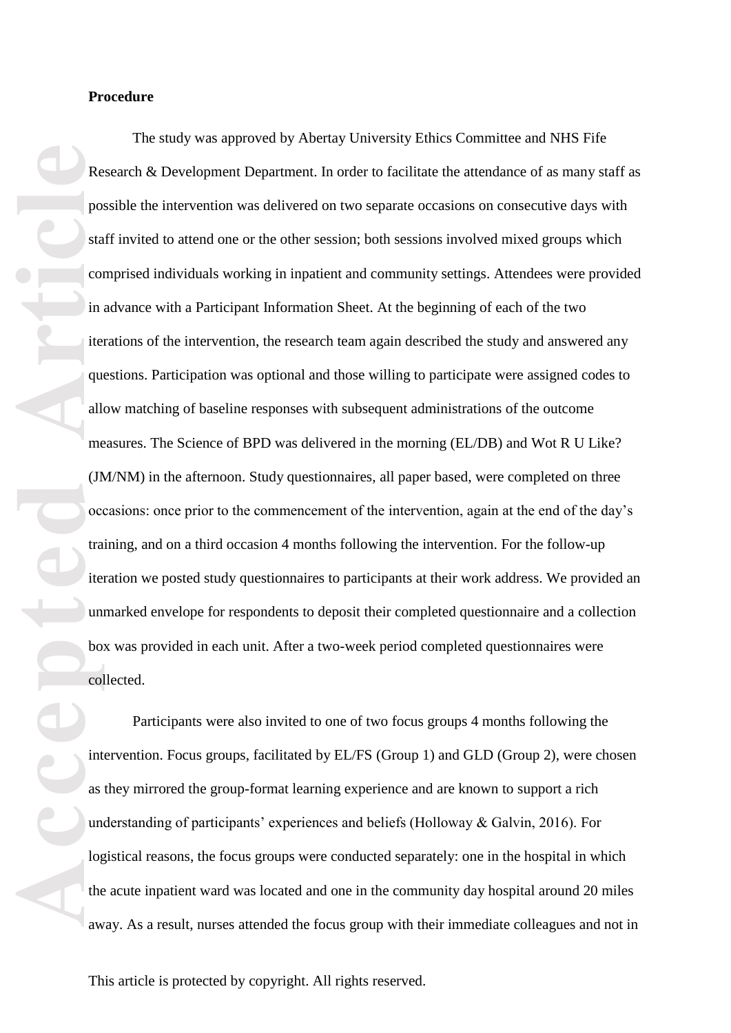**Procedure**

The study was approved by Abertay University Ethics Committee and NHS Fife Research & Development Department. In order to facilitate the attendance of as many staff as possible the intervention was delivered on two separate occasions on consecutive days with staff invited to attend one or the other session; both sessions involved mixed groups which comprised individuals working in inpatient and community settings. Attendees were provided in advance with a Participant Information Sheet. At the beginning of each of the two iterations of the intervention, the research team again described the study and answered any questions. Participation was optional and those willing to participate were assigned codes to allow matching of baseline responses with subsequent administrations of the outcome measures. The Science of BPD was delivered in the morning (EL/DB) and Wot R U Like? (JM/NM) in the afternoon. Study questionnaires, all paper based, were completed on three occasions: once prior to the commencement of the intervention, again at the end of the day's training, and on a third occasion 4 months following the intervention. For the follow-up iteration we posted study questionnaires to participants at their work address. We provided an unmarked envelope for respondents to deposit their completed questionnaire and a collection box was provided in each unit. After a two-week period completed questionnaires were collected.

Participants were also invited to one of two focus groups 4 months following the intervention. Focus groups, facilitated by EL/FS (Group 1) and GLD (Group 2), were chosen as they mirrored the group-format learning experience and are known to support a rich understanding of participants' experiences and beliefs (Holloway & Galvin, 2016). For logistical reasons, the focus groups were conducted separately: one in the hospital in which the acute inpatient ward was located and one in the community day hospital around 20 miles away. As a result, nurses attended the focus group with their immediate colleagues and not in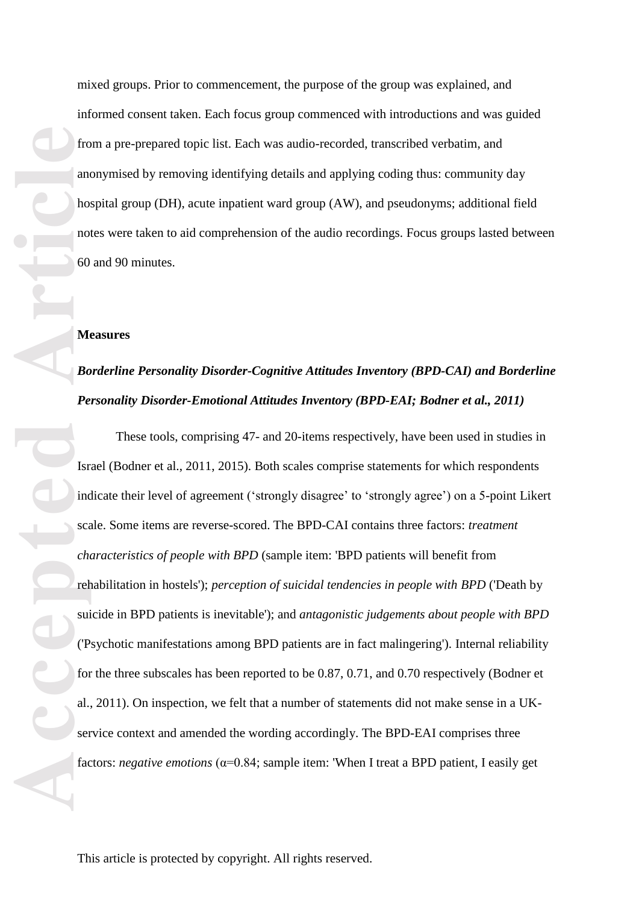mixed groups. Prior to commencement, the purpose of the group was explained, and informed consent taken. Each focus group commenced with introductions and was guided from a pre-prepared topic list. Each was audio-recorded, transcribed verbatim, and anonymised by removing identifying details and applying coding thus: community day hospital group (DH), acute inpatient ward group (AW), and pseudonyms; additional field notes were taken to aid comprehension of the audio recordings. Focus groups lasted between 60 and 90 minutes.

**Measures**

***Borderline Personality Disorder-Cognitive Attitudes Inventory (BPD-CAI) and Borderline Personality Disorder-Emotional Attitudes Inventory (BPD-EAI; Bodner et al., 2011)***

These tools, comprising 47- and 20-items respectively, have been used in studies in Israel (Bodner et al., 2011, 2015). Both scales comprise statements for which respondents indicate their level of agreement ('strongly disagree' to 'strongly agree') on a 5-point Likert scale. Some items are reverse-scored. The BPD-CAI contains three factors: *treatment characteristics of people with BPD* (sample item: 'BPD patients will benefit from rehabilitation in hostels'); *perception of suicidal tendencies in people with BPD* ('Death by suicide in BPD patients is inevitable'); and *antagonistic judgements about people with BPD* ('Psychotic manifestations among BPD patients are in fact malingering'). Internal reliability for the three subscales has been reported to be 0.87, 0.71, and 0.70 respectively (Bodner et al., 2011). On inspection, we felt that a number of statements did not make sense in a UK-service context and amended the wording accordingly. The BPD-EAI comprises three factors: *negative emotions* (α=0.84; sample item: 'When I treat a BPD patient, I easily get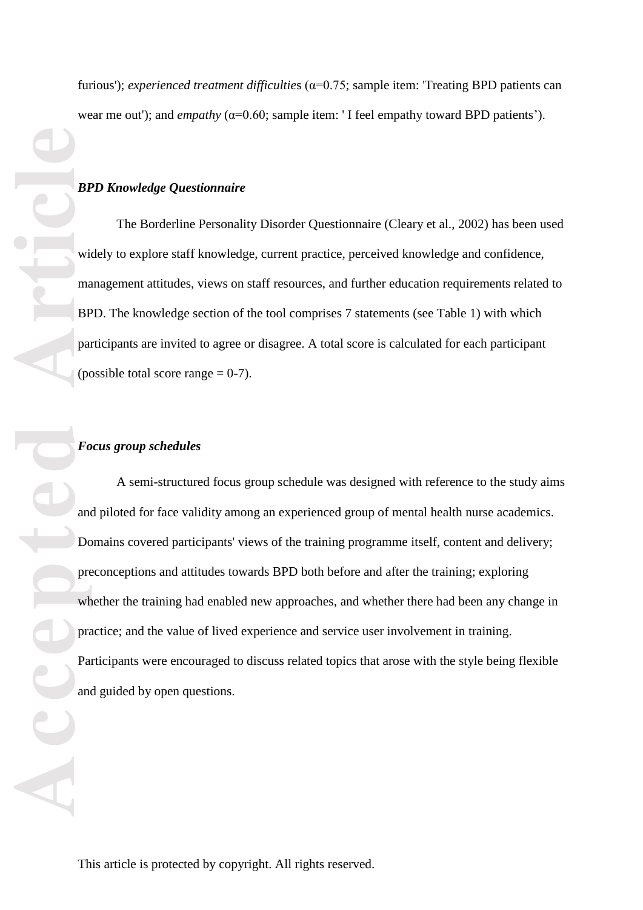furious'); *experienced treatment difficulties* (α=0.75; sample item: 'Treating BPD patients can wear me out'); and *empathy* (α=0.60; sample item: ' I feel empathy toward BPD patients').

***BPD Knowledge Questionnaire***

The Borderline Personality Disorder Questionnaire (Cleary et al., 2002) has been used widely to explore staff knowledge, current practice, perceived knowledge and confidence, management attitudes, views on staff resources, and further education requirements related to BPD. The knowledge section of the tool comprises 7 statements (see Table 1) with which participants are invited to agree or disagree. A total score is calculated for each participant (possible total score range = 0-7).

***Focus group schedules***

A semi-structured focus group schedule was designed with reference to the study aims and piloted for face validity among an experienced group of mental health nurse academics. Domains covered participants' views of the training programme itself, content and delivery; preconceptions and attitudes towards BPD both before and after the training; exploring whether the training had enabled new approaches, and whether there had been any change in practice; and the value of lived experience and service user involvement in training. Participants were encouraged to discuss related topics that arose with the style being flexible and guided by open questions.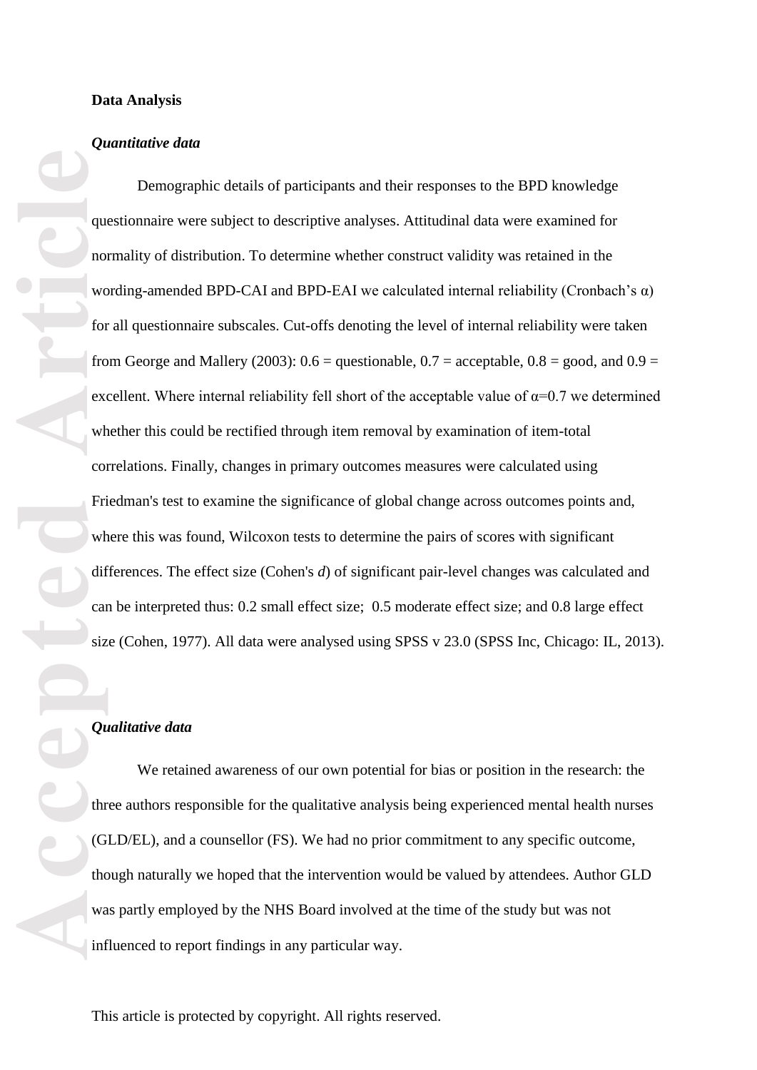**Data Analysis**

***Quantitative data***

Demographic details of participants and their responses to the BPD knowledge questionnaire were subject to descriptive analyses. Attitudinal data were examined for normality of distribution. To determine whether construct validity was retained in the wording-amended BPD-CAI and BPD-EAI we calculated internal reliability (Cronbach's α) for all questionnaire subscales. Cut-offs denoting the level of internal reliability were taken from George and Mallery (2003): 0.6 = questionable, 0.7 = acceptable, 0.8 = good, and 0.9 = excellent. Where internal reliability fell short of the acceptable value of α=0.7 we determined whether this could be rectified through item removal by examination of item-total correlations. Finally, changes in primary outcomes measures were calculated using Friedman's test to examine the significance of global change across outcomes points and, where this was found, Wilcoxon tests to determine the pairs of scores with significant differences. The effect size (Cohen's *d*) of significant pair-level changes was calculated and can be interpreted thus: 0.2 small effect size; 0.5 moderate effect size; and 0.8 large effect size (Cohen, 1977). All data were analysed using SPSS v 23.0 (SPSS Inc, Chicago: IL, 2013).

***Qualitative data***

We retained awareness of our own potential for bias or position in the research: the three authors responsible for the qualitative analysis being experienced mental health nurses (GLD/EL), and a counsellor (FS). We had no prior commitment to any specific outcome, though naturally we hoped that the intervention would be valued by attendees. Author GLD was partly employed by the NHS Board involved at the time of the study but was not influenced to report findings in any particular way.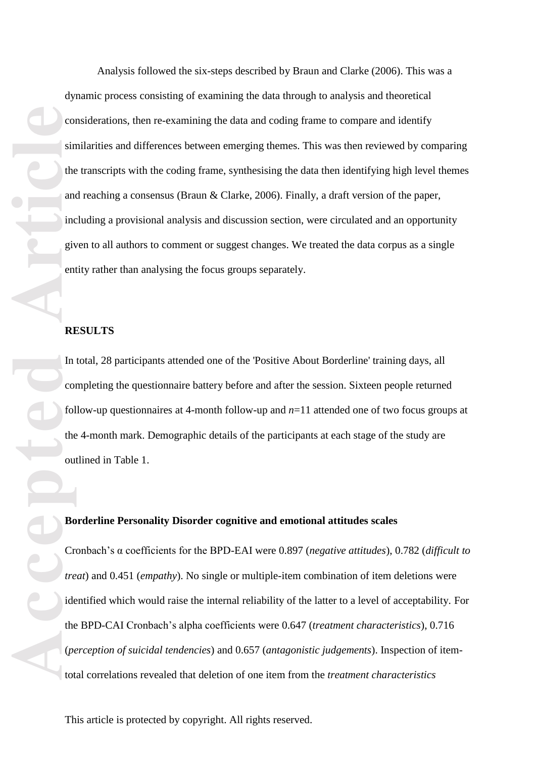Analysis followed the six-steps described by Braun and Clarke (2006). This was a dynamic process consisting of examining the data through to analysis and theoretical considerations, then re-examining the data and coding frame to compare and identify similarities and differences between emerging themes. This was then reviewed by comparing the transcripts with the coding frame, synthesising the data then identifying high level themes and reaching a consensus (Braun & Clarke, 2006). Finally, a draft version of the paper, including a provisional analysis and discussion section, were circulated and an opportunity given to all authors to comment or suggest changes. We treated the data corpus as a single entity rather than analysing the focus groups separately.

## RESULTS

In total, 28 participants attended one of the 'Positive About Borderline' training days, all completing the questionnaire battery before and after the session. Sixteen people returned follow-up questionnaires at 4-month follow-up and $n$=11 attended one of two focus groups at the 4-month mark. Demographic details of the participants at each stage of the study are outlined in Table 1.

### Borderline Personality Disorder cognitive and emotional attitudes scales

Cronbach's α coefficients for the BPD-EAI were 0.897 (*negative attitudes*), 0.782 (*difficult to treat*) and 0.451 (*empathy*). No single or multiple-item combination of item deletions were identified which would raise the internal reliability of the latter to a level of acceptability. For the BPD-CAI Cronbach's alpha coefficients were 0.647 (*treatment characteristics*), 0.716 (*perception of suicidal tendencies*) and 0.657 (*antagonistic judgements*). Inspection of item-total correlations revealed that deletion of one item from the *treatment characteristics*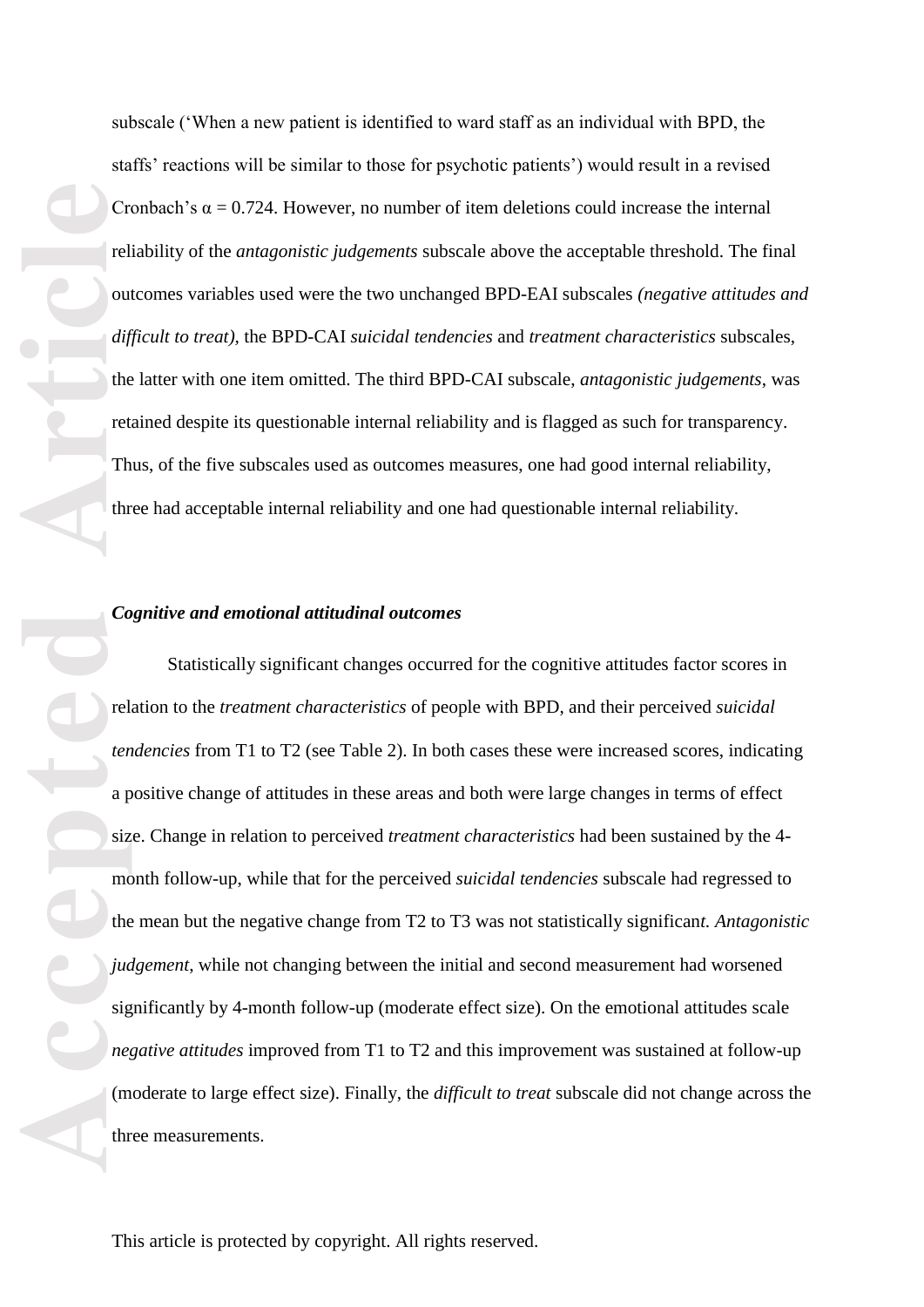subscale (‘When a new patient is identified to ward staff as an individual with BPD, the staffs’ reactions will be similar to those for psychotic patients’) would result in a revised Cronbach’s $\alpha = 0.724$. However, no number of item deletions could increase the internal reliability of the *antagonistic judgements* subscale above the acceptable threshold. The final outcomes variables used were the two unchanged BPD-EAI subscales *(negative attitudes and difficult to treat),* the BPD-CAI *suicidal tendencies* and *treatment characteristics* subscales, the latter with one item omitted. The third BPD-CAI subscale, *antagonistic judgements*, was retained despite its questionable internal reliability and is flagged as such for transparency. Thus, of the five subscales used as outcomes measures, one had good internal reliability, three had acceptable internal reliability and one had questionable internal reliability.

### *Cognitive and emotional attitudinal outcomes*

Statistically significant changes occurred for the cognitive attitudes factor scores in relation to the *treatment characteristics* of people with BPD, and their perceived *suicidal tendencies* from T1 to T2 (see Table 2). In both cases these were increased scores, indicating a positive change of attitudes in these areas and both were large changes in terms of effect size. Change in relation to perceived *treatment characteristics* had been sustained by the 4-month follow-up, while that for the perceived *suicidal tendencies* subscale had regressed to the mean but the negative change from T2 to T3 was not statistically significant. *Antagonistic judgement*, while not changing between the initial and second measurement had worsened significantly by 4-month follow-up (moderate effect size). On the emotional attitudes scale *negative attitudes* improved from T1 to T2 and this improvement was sustained at follow-up (moderate to large effect size). Finally, the *difficult to treat* subscale did not change across the three measurements.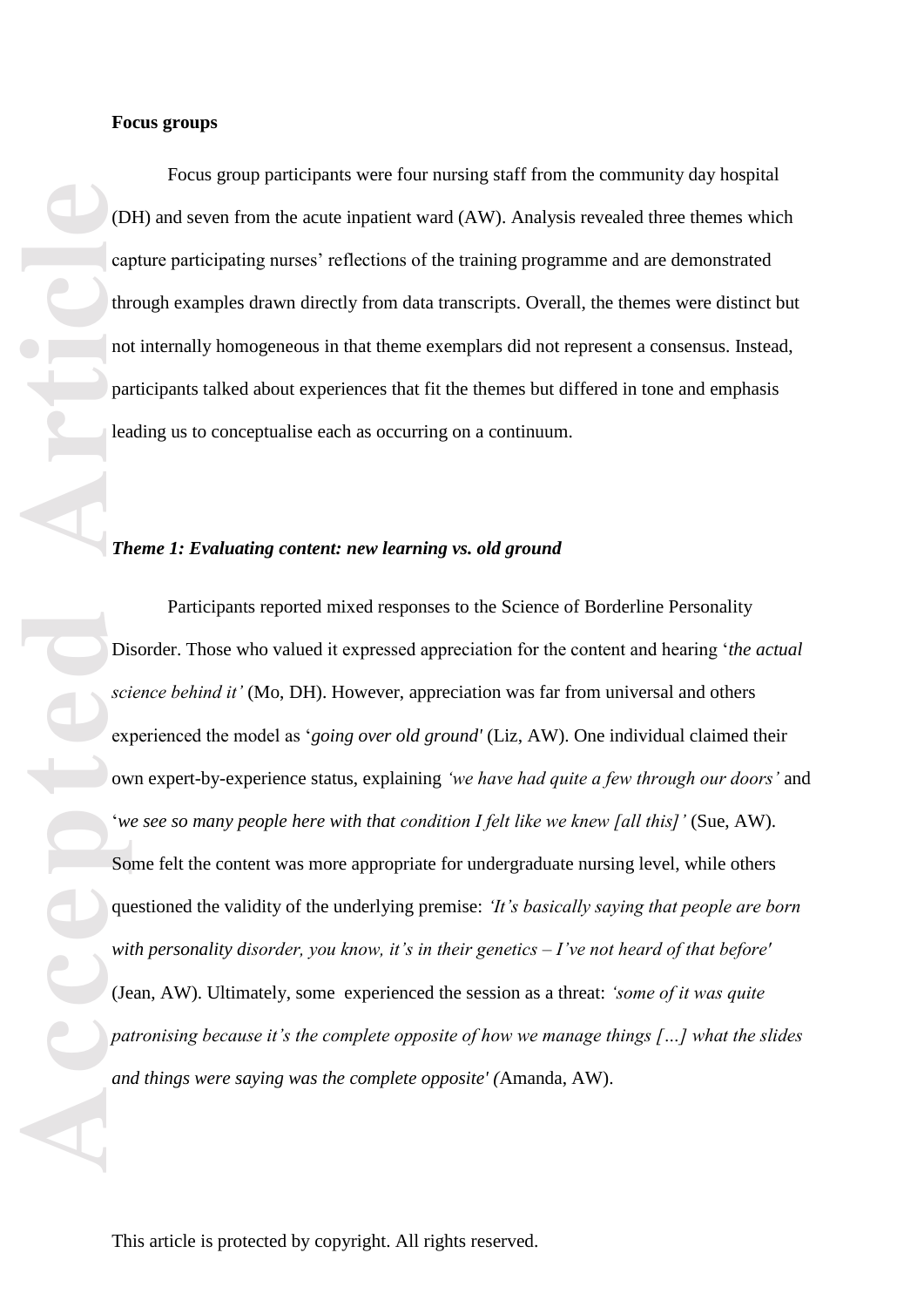**Focus groups**

Focus group participants were four nursing staff from the community day hospital (DH) and seven from the acute inpatient ward (AW). Analysis revealed three themes which capture participating nurses' reflections of the training programme and are demonstrated through examples drawn directly from data transcripts. Overall, the themes were distinct but not internally homogeneous in that theme exemplars did not represent a consensus. Instead, participants talked about experiences that fit the themes but differed in tone and emphasis leading us to conceptualise each as occurring on a continuum.

***Theme 1: Evaluating content: new learning vs. old ground***

Participants reported mixed responses to the Science of Borderline Personality Disorder. Those who valued it expressed appreciation for the content and hearing '*the actual science behind it'* (Mo, DH). However, appreciation was far from universal and others experienced the model as '*going over old ground'* (Liz, AW). One individual claimed their own expert-by-experience status, explaining *'we have had quite a few through our doors'* and '*we see so many people here with that condition I felt like we knew [all this]'* (Sue, AW). Some felt the content was more appropriate for undergraduate nursing level, while others questioned the validity of the underlying premise: *'It's basically saying that people are born with personality disorder, you know, it's in their genetics – I've not heard of that before'* (Jean, AW). Ultimately, some experienced the session as a threat: *'some of it was quite patronising because it's the complete opposite of how we manage things […] what the slides and things were saying was the complete opposite' (*Amanda, AW).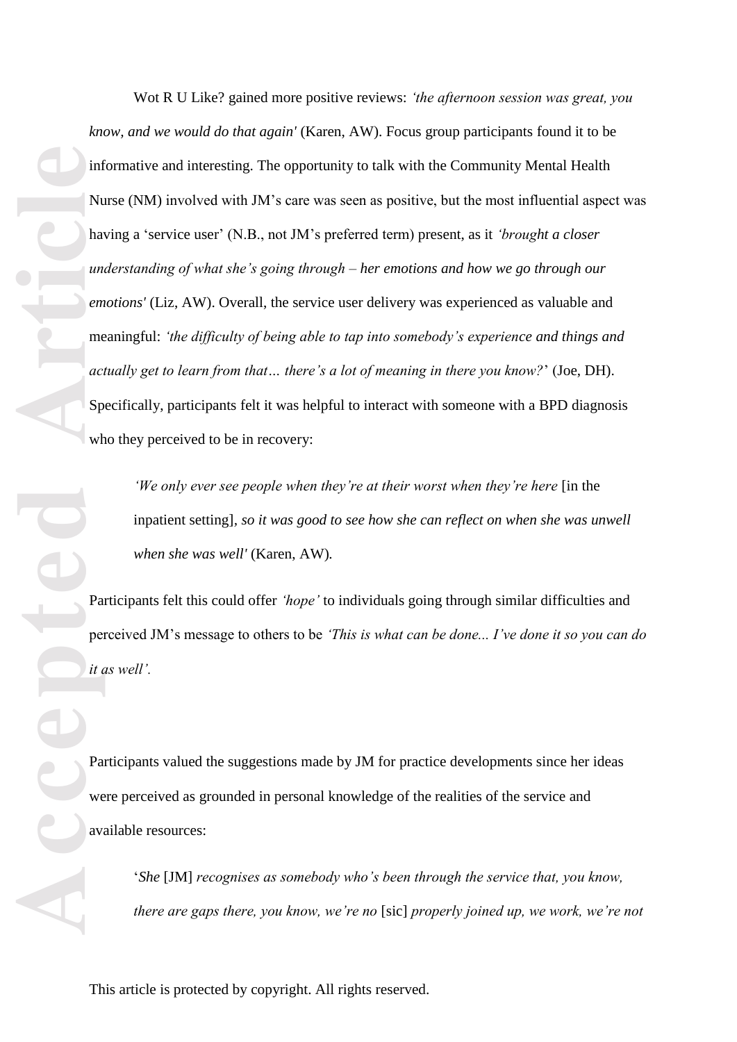Wot R U Like? gained more positive reviews: *'the afternoon session was great, you know, and we would do that again'* (Karen, AW). Focus group participants found it to be informative and interesting. The opportunity to talk with the Community Mental Health Nurse (NM) involved with JM's care was seen as positive, but the most influential aspect was having a 'service user' (N.B., not JM's preferred term) present, as it *'brought a closer understanding of what she's going through – her emotions and how we go through our emotions'* (Liz, AW). Overall, the service user delivery was experienced as valuable and meaningful: *'the difficulty of being able to tap into somebody's experience and things and actually get to learn from that… there's a lot of meaning in there you know?'* (Joe, DH). Specifically, participants felt it was helpful to interact with someone with a BPD diagnosis who they perceived to be in recovery:

> *'We only ever see people when they're at their worst when they're here* [in the inpatient setting], *so it was good to see how she can reflect on when she was unwell when she was well'* (Karen, AW).

Participants felt this could offer *'hope'* to individuals going through similar difficulties and perceived JM's message to others to be *'This is what can be done... I've done it so you can do it as well'.*

Participants valued the suggestions made by JM for practice developments since her ideas were perceived as grounded in personal knowledge of the realities of the service and available resources:

> '*She* [JM] *recognises as somebody who's been through the service that, you know, there are gaps there, you know, we're no* [sic] *properly joined up, we work, we're not*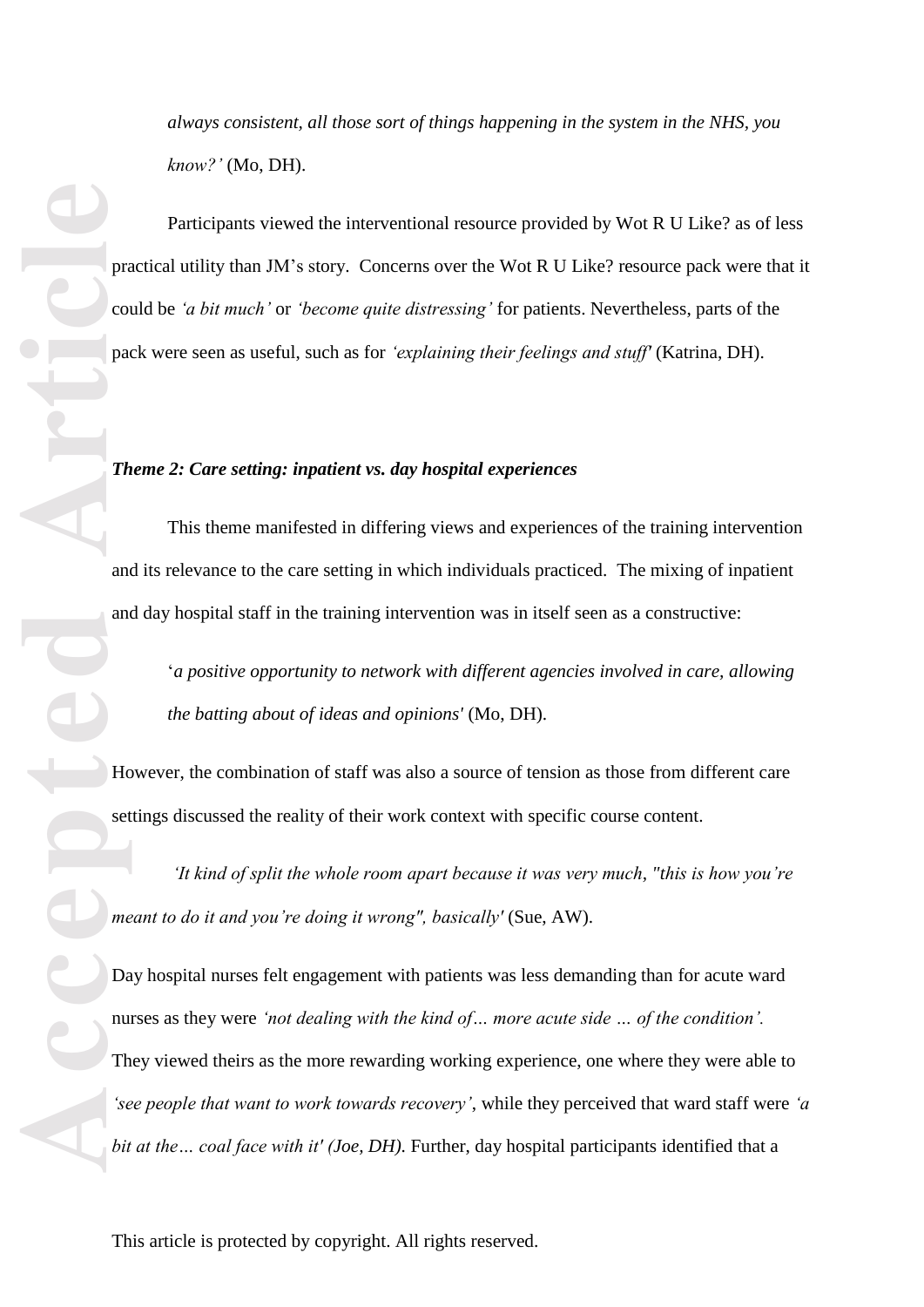*always consistent, all those sort of things happening in the system in the NHS, you know?'* (Mo, DH).

Participants viewed the interventional resource provided by Wot R U Like? as of less practical utility than JM's story. Concerns over the Wot R U Like? resource pack were that it could be *'a bit much'* or *'become quite distressing'* for patients. Nevertheless, parts of the pack were seen as useful, such as for *'explaining their feelings and stuff'* (Katrina, DH).

### *Theme 2: Care setting: inpatient vs. day hospital experiences*

This theme manifested in differing views and experiences of the training intervention and its relevance to the care setting in which individuals practiced. The mixing of inpatient and day hospital staff in the training intervention was in itself seen as a constructive:

> '*a positive opportunity to network with different agencies involved in care, allowing the batting about of ideas and opinions'* (Mo, DH).

However, the combination of staff was also a source of tension as those from different care settings discussed the reality of their work context with specific course content.

*'It kind of split the whole room apart because it was very much, "this is how you're meant to do it and you're doing it wrong", basically'* (Sue, AW).

Day hospital nurses felt engagement with patients was less demanding than for acute ward nurses as they were *'not dealing with the kind of… more acute side … of the condition'.* They viewed theirs as the more rewarding working experience, one where they were able to *'see people that want to work towards recovery'*, while they perceived that ward staff were *'a bit at the… coal face with it' (Joe, DH).* Further, day hospital participants identified that a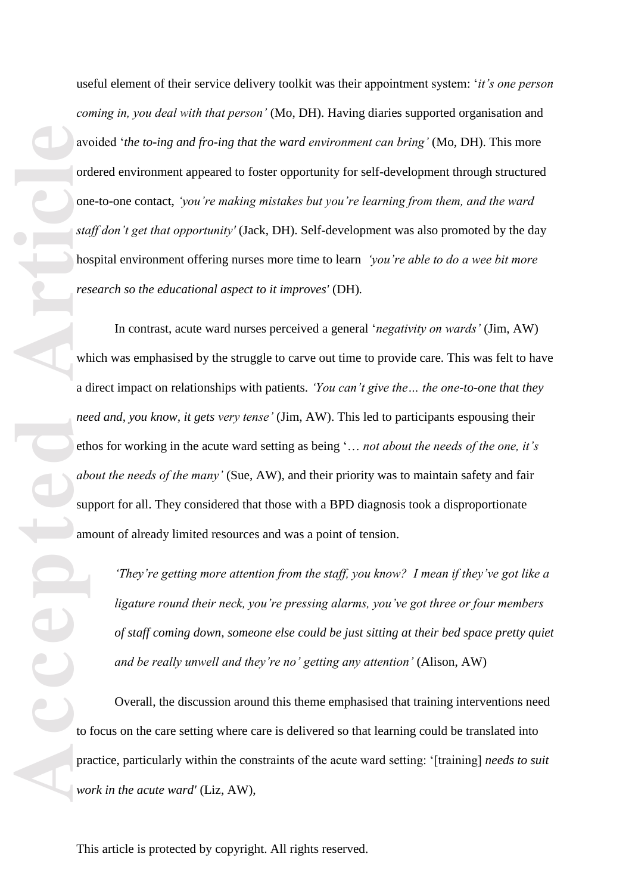useful element of their service delivery toolkit was their appointment system: '*it's one person coming in, you deal with that person'* (Mo, DH). Having diaries supported organisation and avoided '*the to-ing and fro-ing that the ward environment can bring'* (Mo, DH). This more ordered environment appeared to foster opportunity for self-development through structured one-to-one contact, *'you're making mistakes but you're learning from them, and the ward staff don't get that opportunity'* (Jack, DH). Self-development was also promoted by the day hospital environment offering nurses more time to learn *'you're able to do a wee bit more research so the educational aspect to it improves'* (DH).

In contrast, acute ward nurses perceived a general '*negativity on wards'* (Jim, AW) which was emphasised by the struggle to carve out time to provide care. This was felt to have a direct impact on relationships with patients. *'You can't give the… the one-to-one that they need and, you know, it gets very tense'* (Jim, AW). This led to participants espousing their ethos for working in the acute ward setting as being '*… not about the needs of the one, it's about the needs of the many'* (Sue, AW), and their priority was to maintain safety and fair support for all. They considered that those with a BPD diagnosis took a disproportionate amount of already limited resources and was a point of tension.

> *'They're getting more attention from the staff, you know? I mean if they've got like a ligature round their neck, you're pressing alarms, you've got three or four members of staff coming down, someone else could be just sitting at their bed space pretty quiet and be really unwell and they're no' getting any attention'* (Alison, AW)

Overall, the discussion around this theme emphasised that training interventions need to focus on the care setting where care is delivered so that learning could be translated into practice, particularly within the constraints of the acute ward setting: '[training] *needs to suit work in the acute ward'* (Liz, AW),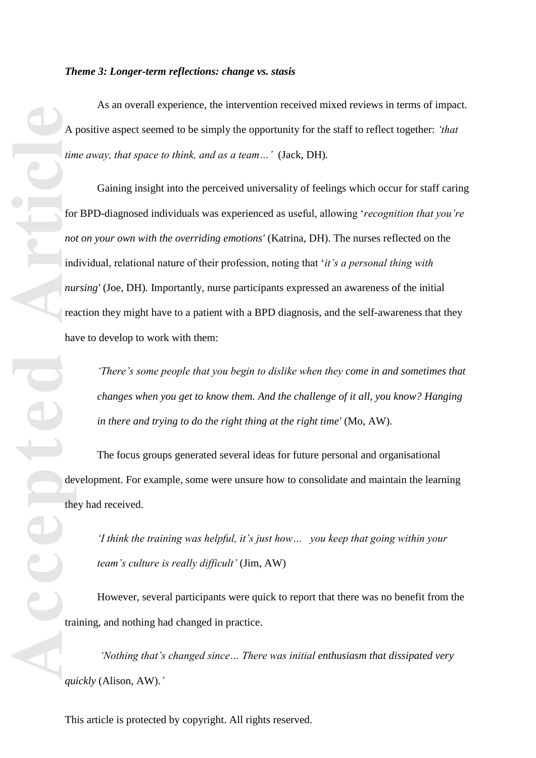***Theme 3: Longer-term reflections: change vs. stasis***

As an overall experience, the intervention received mixed reviews in terms of impact. A positive aspect seemed to be simply the opportunity for the staff to reflect together: *'that time away, that space to think, and as a team…'* (Jack, DH).

Gaining insight into the perceived universality of feelings which occur for staff caring for BPD-diagnosed individuals was experienced as useful, allowing '*recognition that you're not on your own with the overriding emotions'* (Katrina, DH). The nurses reflected on the individual, relational nature of their profession, noting that '*it's a personal thing with nursing'* (Joe, DH). Importantly, nurse participants expressed an awareness of the initial reaction they might have to a patient with a BPD diagnosis, and the self-awareness that they have to develop to work with them:

> *'There's some people that you begin to dislike when they come in and sometimes that changes when you get to know them. And the challenge of it all, you know? Hanging in there and trying to do the right thing at the right time'* (Mo, AW).

The focus groups generated several ideas for future personal and organisational development. For example, some were unsure how to consolidate and maintain the learning they had received.

> *'I think the training was helpful, it's just how… you keep that going within your team's culture is really difficult'* (Jim, AW)

However, several participants were quick to report that there was no benefit from the training, and nothing had changed in practice.

> *'Nothing that's changed since… There was initial enthusiasm that dissipated very quickly* (Alison, AW).*'*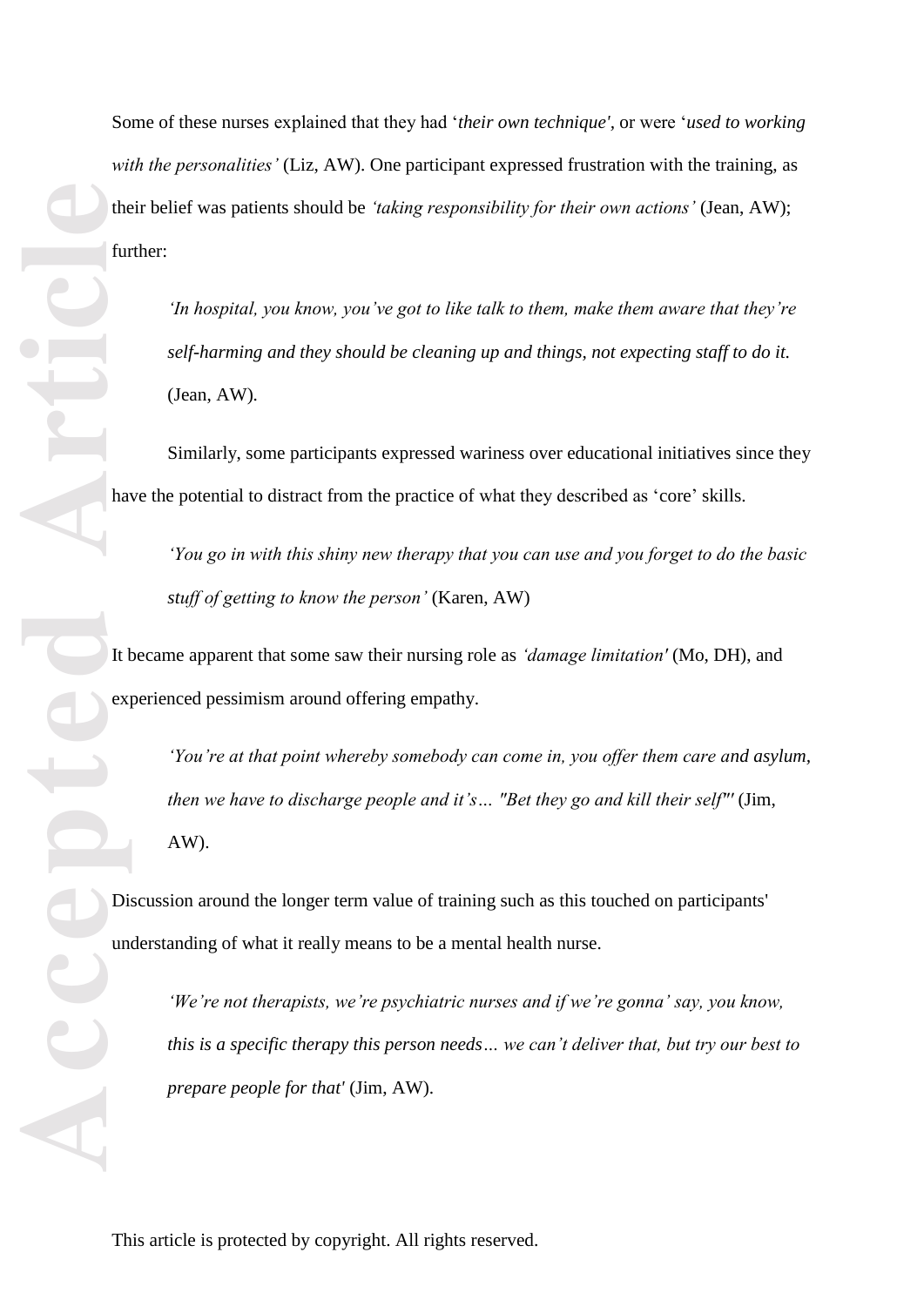Some of these nurses explained that they had '*their own technique'*, or were '*used to working with the personalities'* (Liz, AW). One participant expressed frustration with the training, as their belief was patients should be *'taking responsibility for their own actions'* (Jean, AW); further:

> *'In hospital, you know, you've got to like talk to them, make them aware that they're self-harming and they should be cleaning up and things, not expecting staff to do it.* (Jean, AW).

Similarly, some participants expressed wariness over educational initiatives since they have the potential to distract from the practice of what they described as 'core' skills.

> *'You go in with this shiny new therapy that you can use and you forget to do the basic stuff of getting to know the person'* (Karen, AW)

It became apparent that some saw their nursing role as *'damage limitation'* (Mo, DH), and experienced pessimism around offering empathy.

> *'You're at that point whereby somebody can come in, you offer them care and asylum, then we have to discharge people and it's… "Bet they go and kill their self"'* (Jim, AW).

Discussion around the longer term value of training such as this touched on participants' understanding of what it really means to be a mental health nurse.

> *'We're not therapists, we're psychiatric nurses and if we're gonna' say, you know, this is a specific therapy this person needs… we can't deliver that, but try our best to prepare people for that'* (Jim, AW).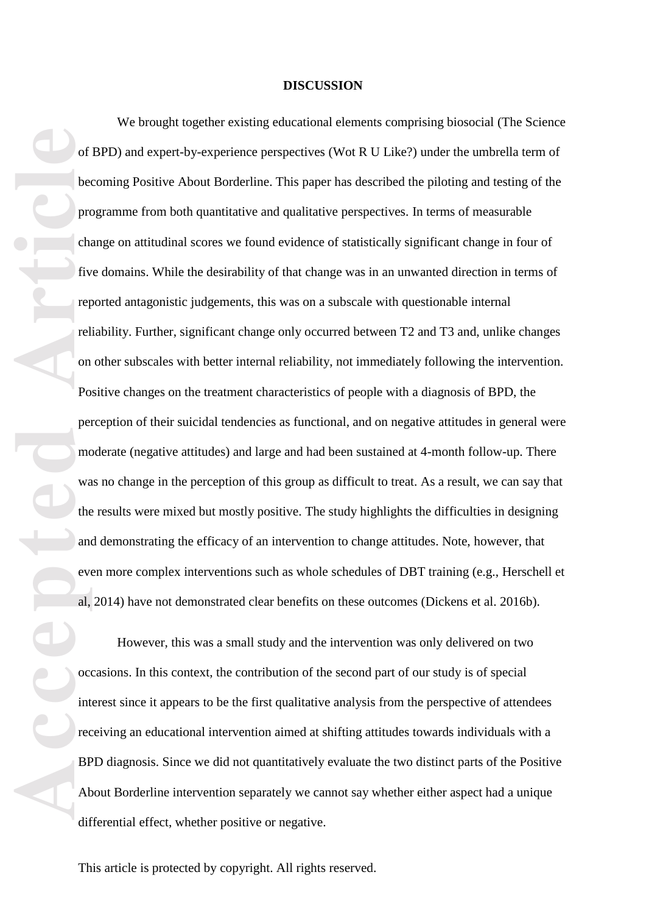## DISCUSSION

We brought together existing educational elements comprising biosocial (The Science of BPD) and expert-by-experience perspectives (Wot R U Like?) under the umbrella term of becoming Positive About Borderline. This paper has described the piloting and testing of the programme from both quantitative and qualitative perspectives. In terms of measurable change on attitudinal scores we found evidence of statistically significant change in four of five domains. While the desirability of that change was in an unwanted direction in terms of reported antagonistic judgements, this was on a subscale with questionable internal reliability. Further, significant change only occurred between T2 and T3 and, unlike changes on other subscales with better internal reliability, not immediately following the intervention. Positive changes on the treatment characteristics of people with a diagnosis of BPD, the perception of their suicidal tendencies as functional, and on negative attitudes in general were moderate (negative attitudes) and large and had been sustained at 4-month follow-up. There was no change in the perception of this group as difficult to treat. As a result, we can say that the results were mixed but mostly positive. The study highlights the difficulties in designing and demonstrating the efficacy of an intervention to change attitudes. Note, however, that even more complex interventions such as whole schedules of DBT training (e.g., Herschell et al, 2014) have not demonstrated clear benefits on these outcomes (Dickens et al. 2016b).

However, this was a small study and the intervention was only delivered on two occasions. In this context, the contribution of the second part of our study is of special interest since it appears to be the first qualitative analysis from the perspective of attendees receiving an educational intervention aimed at shifting attitudes towards individuals with a BPD diagnosis. Since we did not quantitatively evaluate the two distinct parts of the Positive About Borderline intervention separately we cannot say whether either aspect had a unique differential effect, whether positive or negative.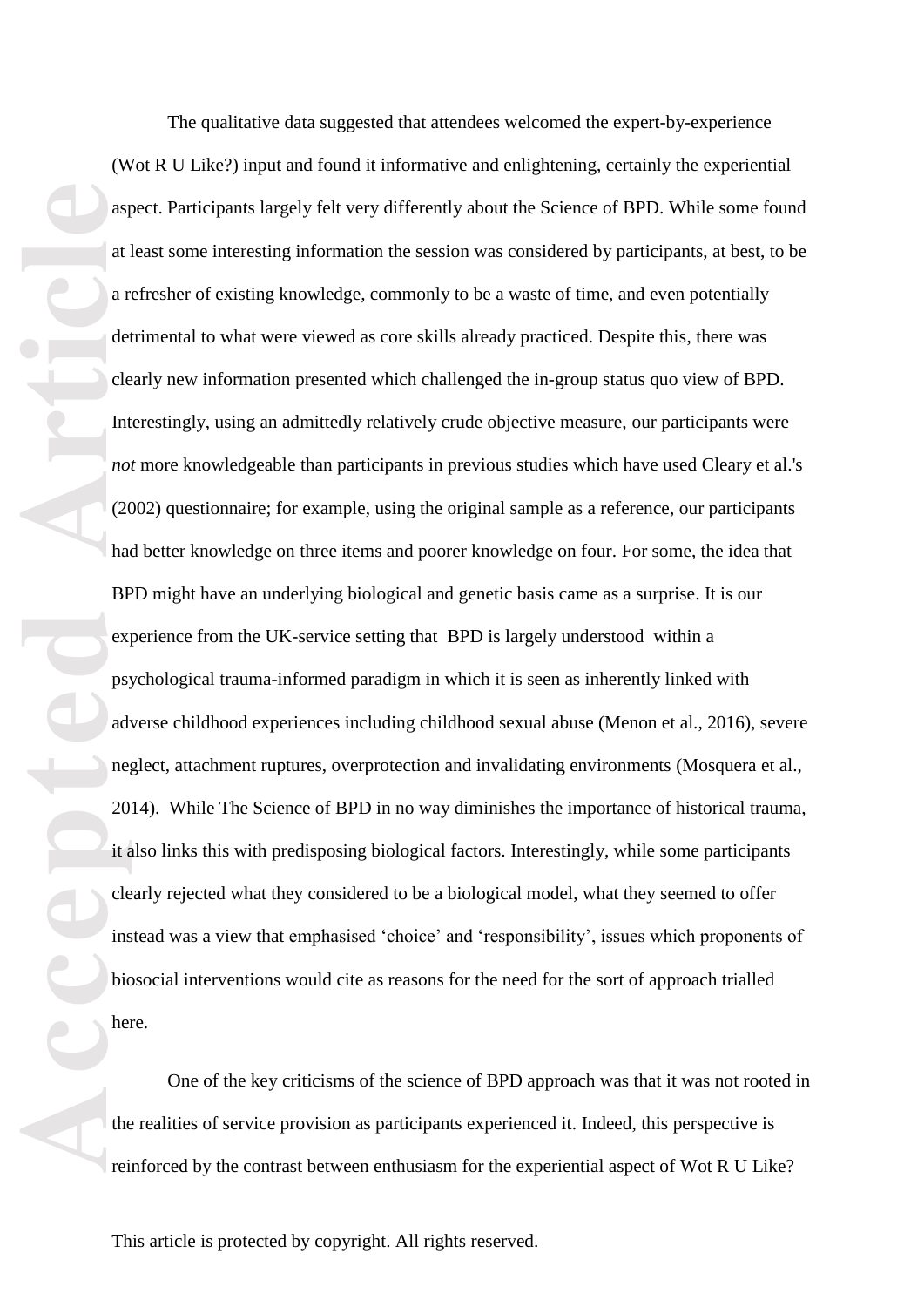The qualitative data suggested that attendees welcomed the expert-by-experience (Wot R U Like?) input and found it informative and enlightening, certainly the experiential aspect. Participants largely felt very differently about the Science of BPD. While some found at least some interesting information the session was considered by participants, at best, to be a refresher of existing knowledge, commonly to be a waste of time, and even potentially detrimental to what were viewed as core skills already practiced. Despite this, there was clearly new information presented which challenged the in-group status quo view of BPD. Interestingly, using an admittedly relatively crude objective measure, our participants were *not* more knowledgeable than participants in previous studies which have used Cleary et al.'s (2002) questionnaire; for example, using the original sample as a reference, our participants had better knowledge on three items and poorer knowledge on four. For some, the idea that BPD might have an underlying biological and genetic basis came as a surprise. It is our experience from the UK-service setting that BPD is largely understood within a psychological trauma-informed paradigm in which it is seen as inherently linked with adverse childhood experiences including childhood sexual abuse (Menon et al., 2016), severe neglect, attachment ruptures, overprotection and invalidating environments (Mosquera et al., 2014). While The Science of BPD in no way diminishes the importance of historical trauma, it also links this with predisposing biological factors. Interestingly, while some participants clearly rejected what they considered to be a biological model, what they seemed to offer instead was a view that emphasised 'choice' and 'responsibility', issues which proponents of biosocial interventions would cite as reasons for the need for the sort of approach trialled here.

One of the key criticisms of the science of BPD approach was that it was not rooted in the realities of service provision as participants experienced it. Indeed, this perspective is reinforced by the contrast between enthusiasm for the experiential aspect of Wot R U Like?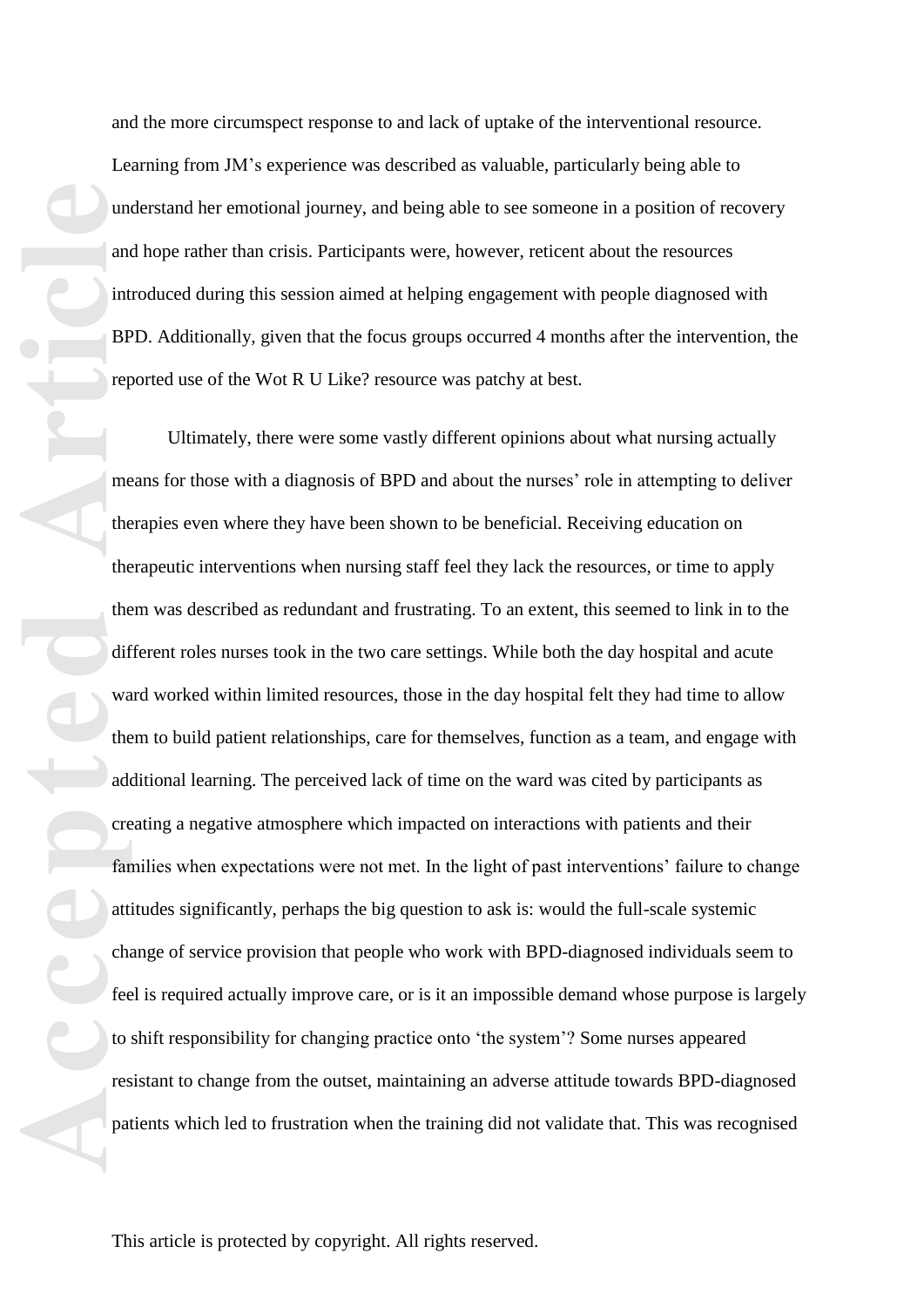and the more circumspect response to and lack of uptake of the interventional resource. Learning from JM's experience was described as valuable, particularly being able to understand her emotional journey, and being able to see someone in a position of recovery and hope rather than crisis. Participants were, however, reticent about the resources introduced during this session aimed at helping engagement with people diagnosed with BPD. Additionally, given that the focus groups occurred 4 months after the intervention, the reported use of the Wot R U Like? resource was patchy at best.

Ultimately, there were some vastly different opinions about what nursing actually means for those with a diagnosis of BPD and about the nurses' role in attempting to deliver therapies even where they have been shown to be beneficial. Receiving education on therapeutic interventions when nursing staff feel they lack the resources, or time to apply them was described as redundant and frustrating. To an extent, this seemed to link in to the different roles nurses took in the two care settings. While both the day hospital and acute ward worked within limited resources, those in the day hospital felt they had time to allow them to build patient relationships, care for themselves, function as a team, and engage with additional learning. The perceived lack of time on the ward was cited by participants as creating a negative atmosphere which impacted on interactions with patients and their families when expectations were not met. In the light of past interventions' failure to change attitudes significantly, perhaps the big question to ask is: would the full-scale systemic change of service provision that people who work with BPD-diagnosed individuals seem to feel is required actually improve care, or is it an impossible demand whose purpose is largely to shift responsibility for changing practice onto 'the system'? Some nurses appeared resistant to change from the outset, maintaining an adverse attitude towards BPD-diagnosed patients which led to frustration when the training did not validate that. This was recognised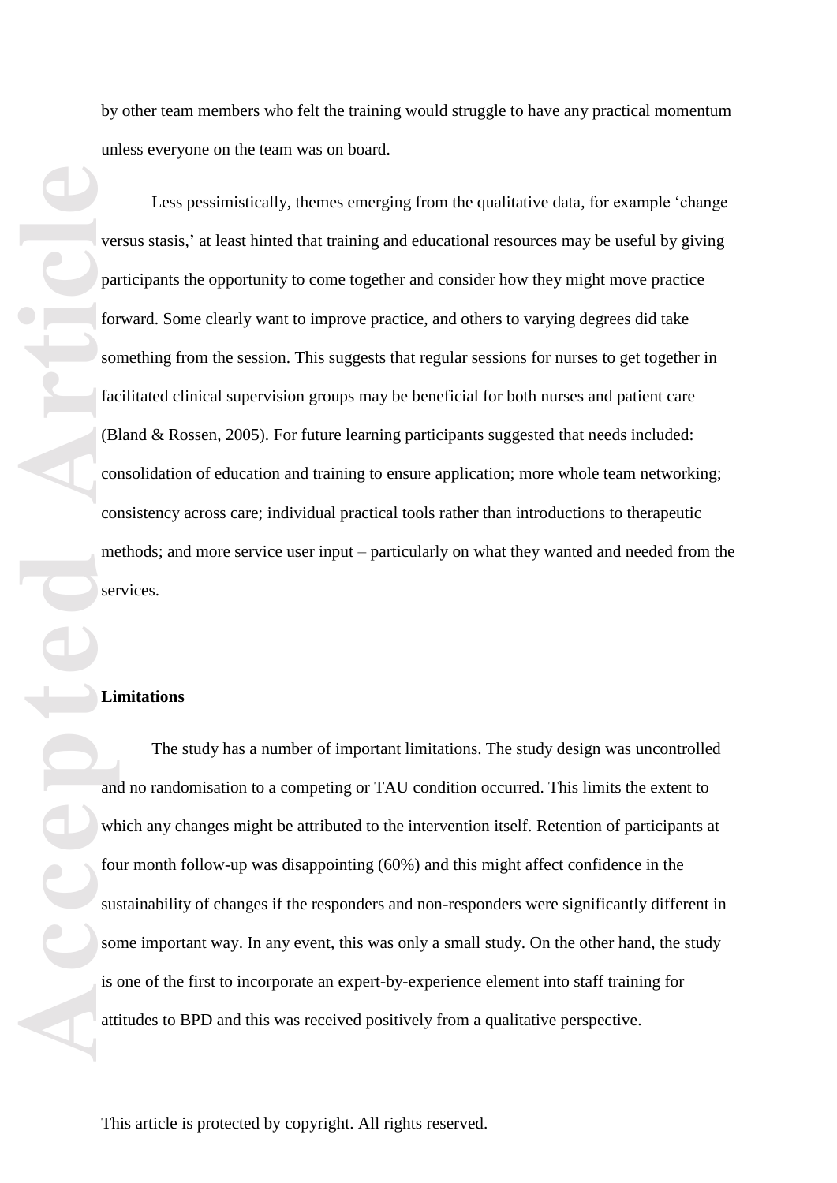by other team members who felt the training would struggle to have any practical momentum unless everyone on the team was on board.

Less pessimistically, themes emerging from the qualitative data, for example 'change versus stasis,' at least hinted that training and educational resources may be useful by giving participants the opportunity to come together and consider how they might move practice forward. Some clearly want to improve practice, and others to varying degrees did take something from the session. This suggests that regular sessions for nurses to get together in facilitated clinical supervision groups may be beneficial for both nurses and patient care (Bland & Rossen, 2005). For future learning participants suggested that needs included: consolidation of education and training to ensure application; more whole team networking; consistency across care; individual practical tools rather than introductions to therapeutic methods; and more service user input – particularly on what they wanted and needed from the services.

**Limitations**

The study has a number of important limitations. The study design was uncontrolled and no randomisation to a competing or TAU condition occurred. This limits the extent to which any changes might be attributed to the intervention itself. Retention of participants at four month follow-up was disappointing (60%) and this might affect confidence in the sustainability of changes if the responders and non-responders were significantly different in some important way. In any event, this was only a small study. On the other hand, the study is one of the first to incorporate an expert-by-experience element into staff training for attitudes to BPD and this was received positively from a qualitative perspective.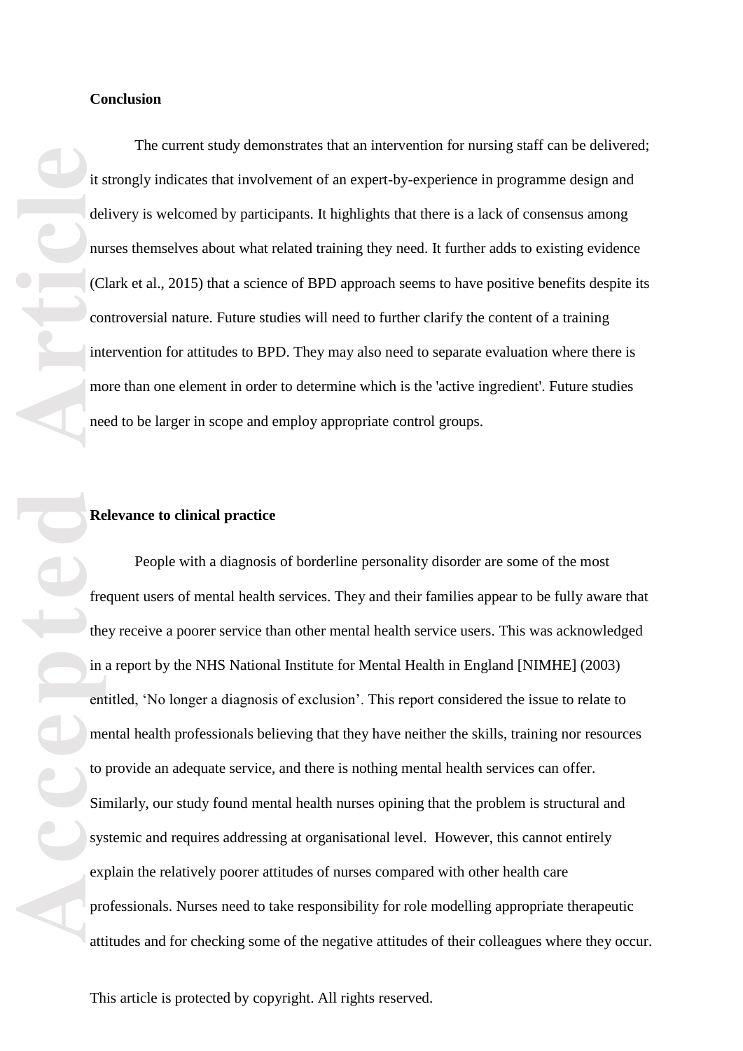**Conclusion**

The current study demonstrates that an intervention for nursing staff can be delivered; it strongly indicates that involvement of an expert-by-experience in programme design and delivery is welcomed by participants. It highlights that there is a lack of consensus among nurses themselves about what related training they need. It further adds to existing evidence (Clark et al., 2015) that a science of BPD approach seems to have positive benefits despite its controversial nature. Future studies will need to further clarify the content of a training intervention for attitudes to BPD. They may also need to separate evaluation where there is more than one element in order to determine which is the 'active ingredient'. Future studies need to be larger in scope and employ appropriate control groups.

**Relevance to clinical practice**

People with a diagnosis of borderline personality disorder are some of the most frequent users of mental health services. They and their families appear to be fully aware that they receive a poorer service than other mental health service users. This was acknowledged in a report by the NHS National Institute for Mental Health in England [NIMHE] (2003) entitled, 'No longer a diagnosis of exclusion'. This report considered the issue to relate to mental health professionals believing that they have neither the skills, training nor resources to provide an adequate service, and there is nothing mental health services can offer. Similarly, our study found mental health nurses opining that the problem is structural and systemic and requires addressing at organisational level. However, this cannot entirely explain the relatively poorer attitudes of nurses compared with other health care professionals. Nurses need to take responsibility for role modelling appropriate therapeutic attitudes and for checking some of the negative attitudes of their colleagues where they occur.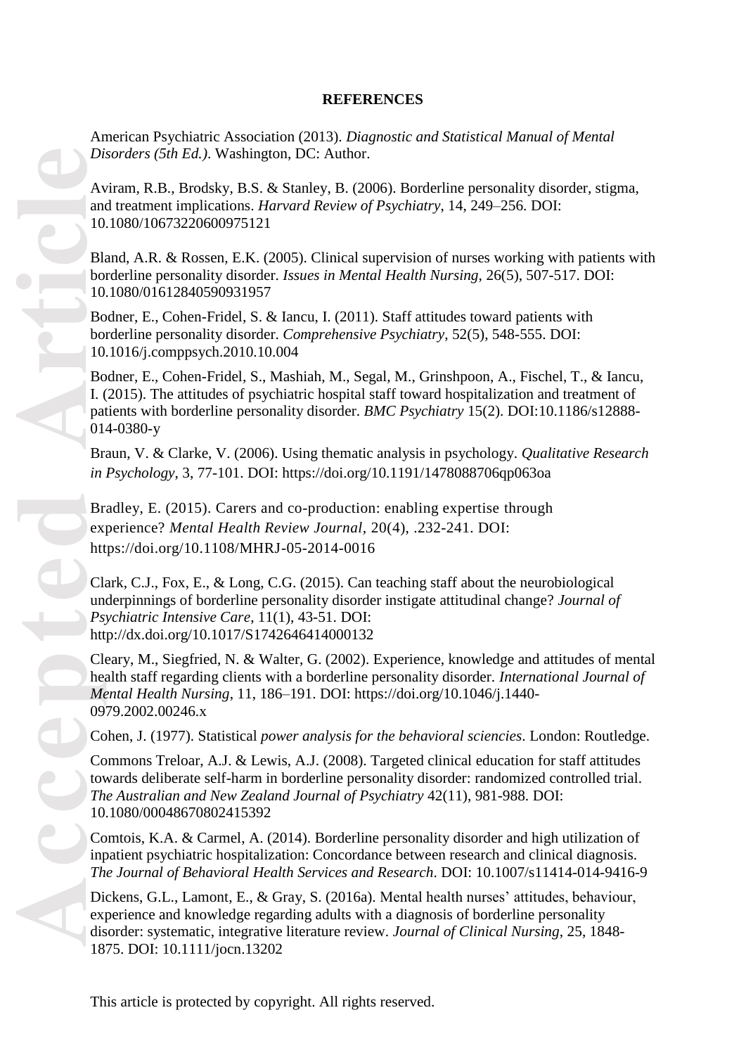**REFERENCES**

American Psychiatric Association (2013). *Diagnostic and Statistical Manual of Mental Disorders (5th Ed.)*. Washington, DC: Author.

Aviram, R.B., Brodsky, B.S. & Stanley, B. (2006). Borderline personality disorder, stigma, and treatment implications. *Harvard Review of Psychiatry*, 14, 249–256. DOI: 10.1080/10673220600975121

Bland, A.R. & Rossen, E.K. (2005). Clinical supervision of nurses working with patients with borderline personality disorder. *Issues in Mental Health Nursing,* 26(5), 507-517. DOI: 10.1080/01612840590931957

Bodner, E., Cohen-Fridel, S. & Iancu, I. (2011). Staff attitudes toward patients with borderline personality disorder. *Comprehensive Psychiatry*, 52(5), 548-555. DOI: 10.1016/j.comppsych.2010.10.004

Bodner, E., Cohen-Fridel, S., Mashiah, M., Segal, M., Grinshpoon, A., Fischel, T., & Iancu, I. (2015). The attitudes of psychiatric hospital staff toward hospitalization and treatment of patients with borderline personality disorder. *BMC Psychiatry* 15(2). DOI:10.1186/s12888-014-0380-y

Braun, V. & Clarke, V. (2006). Using thematic analysis in psychology. *Qualitative Research in Psychology*, 3, 77-101. DOI: https://doi.org/10.1191/1478088706qp063oa

Bradley, E. (2015). Carers and co-production: enabling expertise through experience? *Mental Health Review Journal*, 20(4), .232-241. DOI: https://doi.org/10.1108/MHRJ-05-2014-0016

Clark, C.J., Fox, E., & Long, C.G. (2015). Can teaching staff about the neurobiological underpinnings of borderline personality disorder instigate attitudinal change? *Journal of Psychiatric Intensive Care,* 11(1), 43-51. DOI: http://dx.doi.org/10.1017/S1742646414000132

Cleary, M., Siegfried, N. & Walter, G. (2002). Experience, knowledge and attitudes of mental health staff regarding clients with a borderline personality disorder. *International Journal of Mental Health Nursing*, 11, 186–191. DOI: https://doi.org/10.1046/j.1440-0979.2002.00246.x

Cohen, J. (1977). Statistical *power analysis for the behavioral sciencies*. London: Routledge.

Commons Treloar, A.J. & Lewis, A.J. (2008). Targeted clinical education for staff attitudes towards deliberate self-harm in borderline personality disorder: randomized controlled trial. *The Australian and New Zealand Journal of Psychiatry* 42(11), 981-988. DOI: 10.1080/00048670802415392

Comtois, K.A. & Carmel, A. (2014). Borderline personality disorder and high utilization of inpatient psychiatric hospitalization: Concordance between research and clinical diagnosis. *The Journal of Behavioral Health Services and Research*. DOI: 10.1007/s11414-014-9416-9

Dickens, G.L., Lamont, E., & Gray, S. (2016a). Mental health nurses' attitudes, behaviour, experience and knowledge regarding adults with a diagnosis of borderline personality disorder: systematic, integrative literature review. *Journal of Clinical Nursing,* 25, 1848-1875. DOI: 10.1111/jocn.13202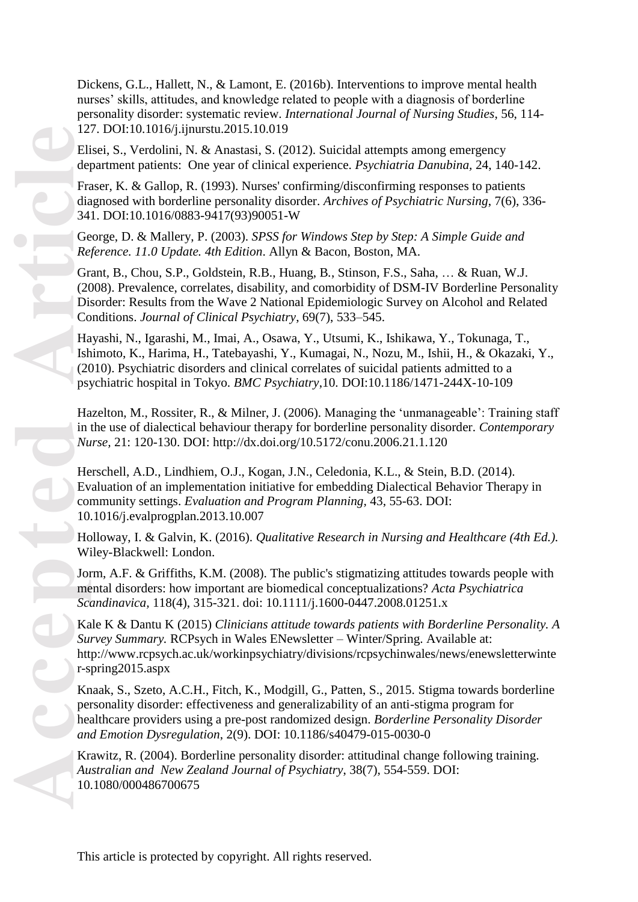Dickens, G.L., Hallett, N., & Lamont, E. (2016b). Interventions to improve mental health nurses' skills, attitudes, and knowledge related to people with a diagnosis of borderline personality disorder: systematic review. *International Journal of Nursing Studies*, 56, 114-127. DOI:10.1016/j.ijnurstu.2015.10.019

Elisei, S., Verdolini, N. & Anastasi, S. (2012). Suicidal attempts among emergency department patients: One year of clinical experience. *Psychiatria Danubina*, 24, 140-142.

Fraser, K. & Gallop, R. (1993). Nurses' confirming/disconfirming responses to patients diagnosed with borderline personality disorder. *Archives of Psychiatric Nursing*, 7(6), 336-341. DOI:10.1016/0883-9417(93)90051-W

George, D. & Mallery, P. (2003). *SPSS for Windows Step by Step: A Simple Guide and Reference. 11.0 Update. 4th Edition*. Allyn & Bacon, Boston, MA.

Grant, B., Chou, S.P., Goldstein, R.B., Huang, B., Stinson, F.S., Saha, … & Ruan, W.J. (2008). Prevalence, correlates, disability, and comorbidity of DSM-IV Borderline Personality Disorder: Results from the Wave 2 National Epidemiologic Survey on Alcohol and Related Conditions. *Journal of Clinical Psychiatry*, 69(7), 533–545.

Hayashi, N., Igarashi, M., Imai, A., Osawa, Y., Utsumi, K., Ishikawa, Y., Tokunaga, T., Ishimoto, K., Harima, H., Tatebayashi, Y., Kumagai, N., Nozu, M., Ishii, H., & Okazaki, Y., (2010). Psychiatric disorders and clinical correlates of suicidal patients admitted to a psychiatric hospital in Tokyo. *BMC Psychiatry*,10. DOI:10.1186/1471-244X-10-109

Hazelton, M., Rossiter, R., & Milner, J. (2006). Managing the 'unmanageable': Training staff in the use of dialectical behaviour therapy for borderline personality disorder. *Contemporary Nurse*, 21: 120-130. DOI: http://dx.doi.org/10.5172/conu.2006.21.1.120

Herschell, A.D., Lindhiem, O.J., Kogan, J.N., Celedonia, K.L., & Stein, B.D. (2014). Evaluation of an implementation initiative for embedding Dialectical Behavior Therapy in community settings. *Evaluation and Program Planning*, 43, 55-63. DOI: 10.1016/j.evalprogplan.2013.10.007

Holloway, I. & Galvin, K. (2016). *Qualitative Research in Nursing and Healthcare (4th Ed.).* Wiley-Blackwell: London.

Jorm, A.F. & Griffiths, K.M. (2008). The public's stigmatizing attitudes towards people with mental disorders: how important are biomedical conceptualizations? *Acta Psychiatrica Scandinavica*, 118(4), 315-321. doi: 10.1111/j.1600-0447.2008.01251.x

Kale K & Dantu K (2015) *Clinicians attitude towards patients with Borderline Personality. A Survey Summary.* RCPsych in Wales ENewsletter – Winter/Spring. Available at: http://www.rcpsych.ac.uk/workinpsychiatry/divisions/rcpsychinwales/news/enewsletterwinter-spring2015.aspx

Knaak, S., Szeto, A.C.H., Fitch, K., Modgill, G., Patten, S., 2015. Stigma towards borderline personality disorder: effectiveness and generalizability of an anti-stigma program for healthcare providers using a pre-post randomized design. *Borderline Personality Disorder and Emotion Dysregulation*, 2(9). DOI: 10.1186/s40479-015-0030-0

Krawitz, R. (2004). Borderline personality disorder: attitudinal change following training. *Australian and New Zealand Journal of Psychiatry*, 38(7), 554-559. DOI: 10.1080/000486700675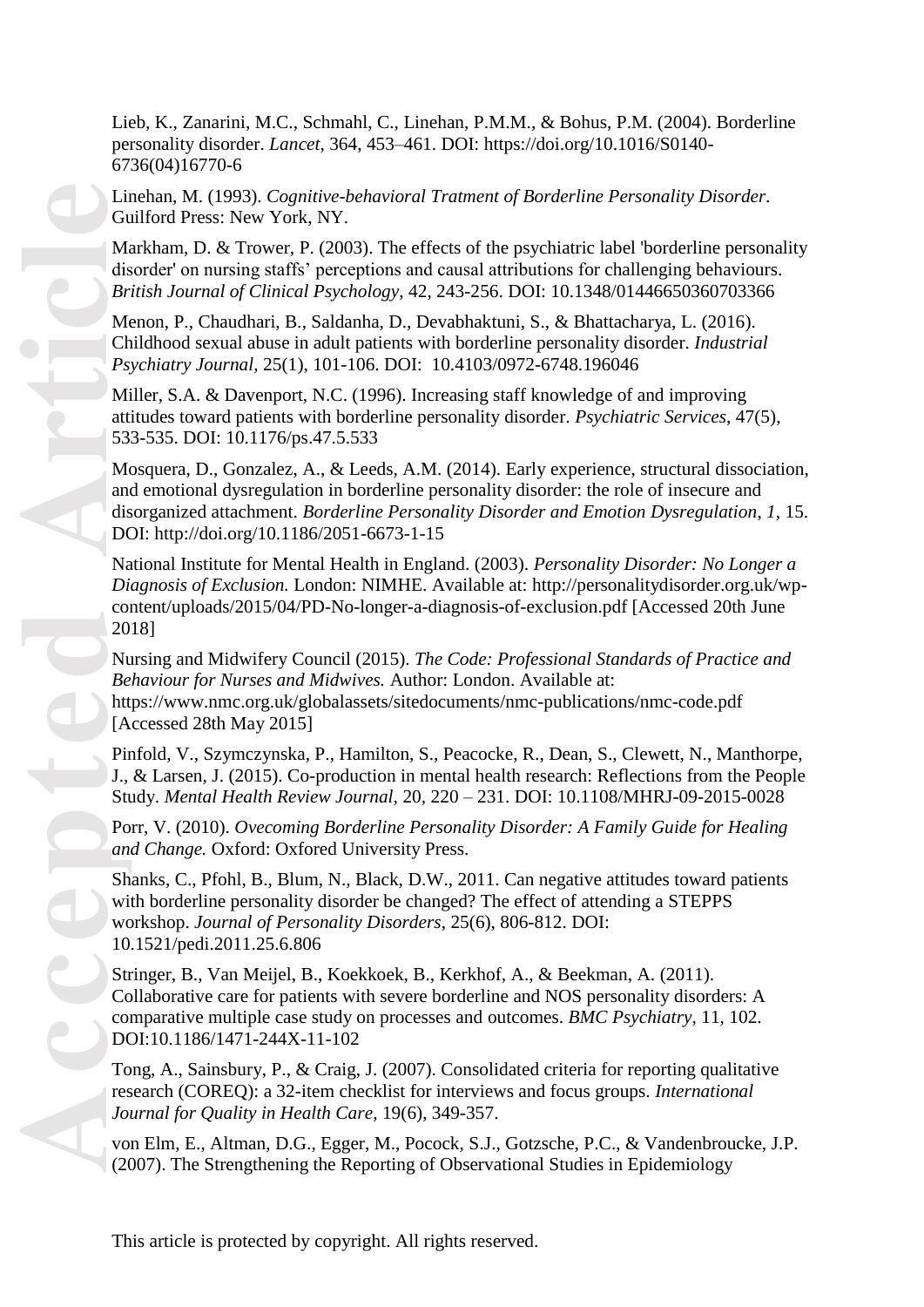Lieb, K., Zanarini, M.C., Schmahl, C., Linehan, P.M.M., & Bohus, P.M. (2004). Borderline personality disorder. *Lancet*, 364, 453–461. DOI: https://doi.org/10.1016/S0140-6736(04)16770-6

Linehan, M. (1993). *Cognitive-behavioral Tratment of Borderline Personality Disorder*. Guilford Press: New York, NY.

Markham, D. & Trower, P. (2003). The effects of the psychiatric label 'borderline personality disorder' on nursing staffs' perceptions and causal attributions for challenging behaviours. *British Journal of Clinical Psychology*, 42, 243-256. DOI: 10.1348/01446650360703366

Menon, P., Chaudhari, B., Saldanha, D., Devabhaktuni, S., & Bhattacharya, L. (2016). Childhood sexual abuse in adult patients with borderline personality disorder. *Industrial Psychiatry Journal*, 25(1), 101-106. DOI: 10.4103/0972-6748.196046

Miller, S.A. & Davenport, N.C. (1996). Increasing staff knowledge of and improving attitudes toward patients with borderline personality disorder. *Psychiatric Services*, 47(5), 533-535. DOI: 10.1176/ps.47.5.533

Mosquera, D., Gonzalez, A., & Leeds, A.M. (2014). Early experience, structural dissociation, and emotional dysregulation in borderline personality disorder: the role of insecure and disorganized attachment. *Borderline Personality Disorder and Emotion Dysregulation*, *1*, 15. DOI: http://doi.org/10.1186/2051-6673-1-15

National Institute for Mental Health in England. (2003). *Personality Disorder: No Longer a Diagnosis of Exclusion.* London: NIMHE. Available at: http://personalitydisorder.org.uk/wp-content/uploads/2015/04/PD-No-longer-a-diagnosis-of-exclusion.pdf [Accessed 20th June 2018]

Nursing and Midwifery Council (2015). *The Code: Professional Standards of Practice and Behaviour for Nurses and Midwives.* Author: London. Available at: https://www.nmc.org.uk/globalassets/sitedocuments/nmc-publications/nmc-code.pdf [Accessed 28th May 2015]

Pinfold, V., Szymczynska, P., Hamilton, S., Peacocke, R., Dean, S., Clewett, N., Manthorpe, J., & Larsen, J. (2015). Co-production in mental health research: Reflections from the People Study. *Mental Health Review Journal,* 20, 220 – 231. DOI: 10.1108/MHRJ-09-2015-0028

Porr, V. (2010). *Ovecoming Borderline Personality Disorder: A Family Guide for Healing and Change.* Oxford: Oxfored University Press.

Shanks, C., Pfohl, B., Blum, N., Black, D.W., 2011. Can negative attitudes toward patients with borderline personality disorder be changed? The effect of attending a STEPPS workshop. *Journal of Personality Disorders*, 25(6), 806-812. DOI: 10.1521/pedi.2011.25.6.806

Stringer, B., Van Meijel, B., Koekkoek, B., Kerkhof, A., & Beekman, A. (2011). Collaborative care for patients with severe borderline and NOS personality disorders: A comparative multiple case study on processes and outcomes. *BMC Psychiatry*, 11, 102. DOI:10.1186/1471-244X-11-102

Tong, A., Sainsbury, P., & Craig, J. (2007). Consolidated criteria for reporting qualitative research (COREQ): a 32-item checklist for interviews and focus groups. *International Journal for Quality in Health Care*, 19(6), 349-357.

von Elm, E., Altman, D.G., Egger, M., Pocock, S.J., Gotzsche, P.C., & Vandenbroucke, J.P. (2007). The Strengthening the Reporting of Observational Studies in Epidemiology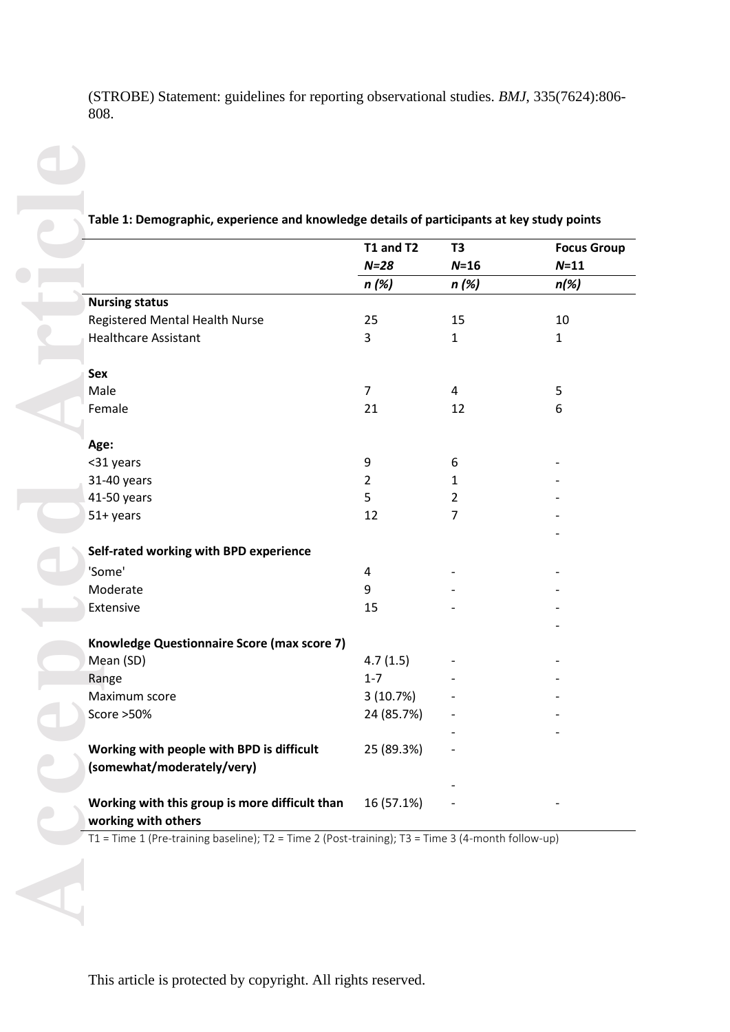(STROBE) Statement: guidelines for reporting observational studies. *BMJ*, 335(7624):806-808.

**Table 1: Demographic, experience and knowledge details of participants at key study points**

| | T1 and T2 | T3 | Focus Group |
|---|---|---|---|
| | *N=28* | *N*=16 | *N*=11 |
| | *n (%)* | *n (%)* | *n(%)* |
| **Nursing status** | | | |
| Registered Mental Health Nurse | 25 | 15 | 10 |
| Healthcare Assistant | 3 | 1 | 1 |
| | | | |
| **Sex** | | | |
| Male | 7 | 4 | 5 |
| Female | 21 | 12 | 6 |
| | | | |
| **Age:** | | | |
| <31 years | 9 | 6 | - |
| 31-40 years | 2 | 1 | - |
| 41-50 years | 5 | 2 | - |
| 51+ years | 12 | 7 | - |
| | | | - |
| **Self-rated working with BPD experience** | | | |
| 'Some' | 4 | - | - |
| Moderate | 9 | - | - |
| Extensive | 15 | - | - |
| | | | - |
| **Knowledge Questionnaire Score (max score 7)** | | | |
| Mean (SD) | 4.7 (1.5) | - | - |
| Range | 1-7 | - | - |
| Maximum score | 3 (10.7%) | - | - |
| Score >50% | 24 (85.7%) | - | - |
| | | - | - |
| **Working with people with BPD is difficult (somewhat/moderately/very)** | 25 (89.3%) | - | |
| | | - | |
| **Working with this group is more difficult than working with others** | 16 (57.1%) | - | - |

T1 = Time 1 (Pre-training baseline); T2 = Time 2 (Post-training); T3 = Time 3 (4-month follow-up)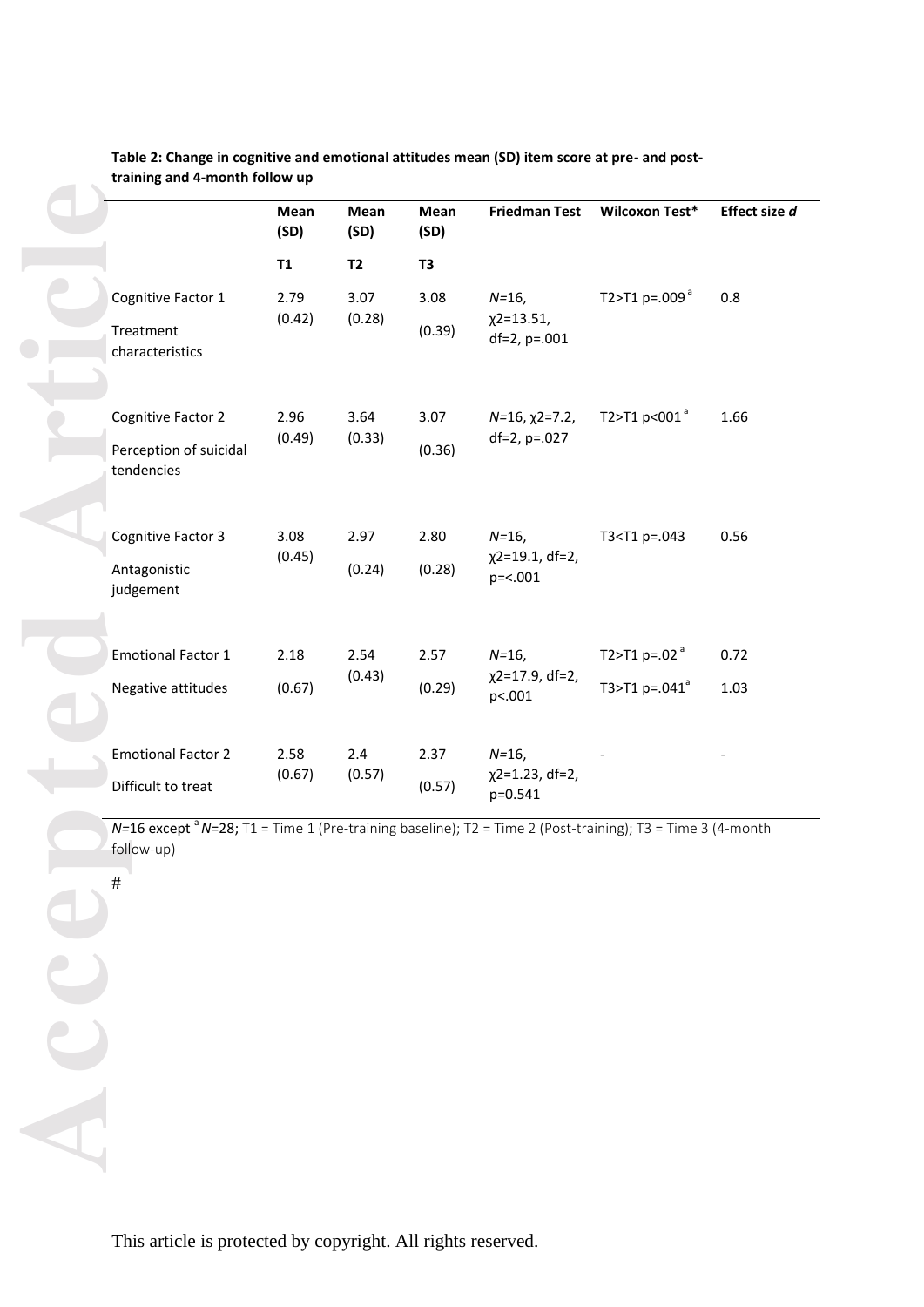**Table 2: Change in cognitive and emotional attitudes mean (SD) item score at pre- and post-training and 4-month follow up**

| | Mean (SD) T1 | Mean (SD) T2 | Mean (SD) T3 | Friedman Test | Wilcoxon Test* | Effect size *d* |
|---|---|---|---|---|---|---|
| Cognitive Factor 1 Treatment characteristics | 2.79 (0.42) | 3.07 (0.28) | 3.08 (0.39) | *N*=16, χ2=13.51, df=2, p=.001 | T2>T1 p=.009 [a] | 0.8 |
| Cognitive Factor 2 Perception of suicidal tendencies | 2.96 (0.49) | 3.64 (0.33) | 3.07 (0.36) | *N*=16, χ2=7.2, df=2, p=.027 | T2>T1 p<001 [a] | 1.66 |
| Cognitive Factor 3 Antagonistic judgement | 3.08 (0.45) | 2.97 (0.24) | 2.80 (0.28) | *N*=16, χ2=19.1, df=2, p=<.001 | T3<T1 p=.043 | 0.56 |
| Emotional Factor 1 Negative attitudes | 2.18 (0.67) | 2.54 (0.43) | 2.57 (0.29) | *N*=16, χ2=17.9, df=2, p<.001 | T2>T1 p=.02 [a] T3>T1 p=.041[a] | 0.72 1.03 |
| Emotional Factor 2 Difficult to treat | 2.58 (0.67) | 2.4 (0.57) | 2.37 (0.57) | *N*=16, χ2=1.23, df=2, p=0.541 | - | - |

*N*=16 except [a] *N*=28; T1 = Time 1 (Pre-training baseline); T2 = Time 2 (Post-training); T3 = Time 3 (4-month follow-up)

#